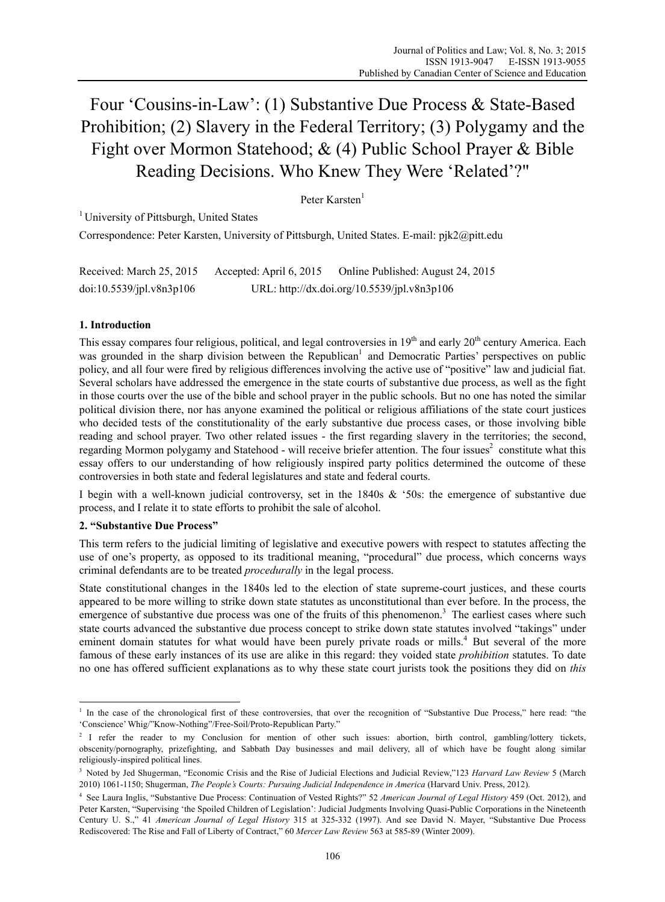# Four 'Cousins-in-Law': (1) Substantive Due Process & State-Based Prohibition; (2) Slavery in the Federal Territory; (3) Polygamy and the Fight over Mormon Statehood; & (4) Public School Prayer & Bible Reading Decisions. Who Knew They Were 'Related'?"

Peter Karsten[1]

[1] University of Pittsburgh, United States

Correspondence: Peter Karsten, University of Pittsburgh, United States. E-mail: pjk2@pitt.edu

Received: March 25, 2015 Accepted: April 6, 2015 Online Published: August 24, 2015

doi:10.5539/jpl.v8n3p106 URL: http://dx.doi.org/10.5539/jpl.v8n3p106

## 1. Introduction

This essay compares four religious, political, and legal controversies in 19th and early 20th century America. Each was grounded in the sharp division between the Republican[1] and Democratic Parties' perspectives on public policy, and all four were fired by religious differences involving the active use of "positive" law and judicial fiat. Several scholars have addressed the emergence in the state courts of substantive due process, as well as the fight in those courts over the use of the bible and school prayer in the public schools. But no one has noted the similar political division there, nor has anyone examined the political or religious affiliations of the state court justices who decided tests of the constitutionality of the early substantive due process cases, or those involving bible reading and school prayer. Two other related issues - the first regarding slavery in the territories; the second, regarding Mormon polygamy and Statehood - will receive briefer attention. The four issues[2] constitute what this essay offers to our understanding of how religiously inspired party politics determined the outcome of these controversies in both state and federal legislatures and state and federal courts.

I begin with a well-known judicial controversy, set in the 1840s & '50s: the emergence of substantive due process, and I relate it to state efforts to prohibit the sale of alcohol.

## 2. "Substantive Due Process"

This term refers to the judicial limiting of legislative and executive powers with respect to statutes affecting the use of one's property, as opposed to its traditional meaning, "procedural" due process, which concerns ways criminal defendants are to be treated *procedurally* in the legal process.

State constitutional changes in the 1840s led to the election of state supreme-court justices, and these courts appeared to be more willing to strike down state statutes as unconstitutional than ever before. In the process, the emergence of substantive due process was one of the fruits of this phenomenon.[3] The earliest cases where such state courts advanced the substantive due process concept to strike down state statutes involved "takings" under eminent domain statutes for what would have been purely private roads or mills.[4] But several of the more famous of these early instances of its use are alike in this regard: they voided state *prohibition* statutes. To date no one has offered sufficient explanations as to why these state court jurists took the positions they did on *this*

---

[1] In the case of the chronological first of these controversies, that over the recognition of "Substantive Due Process," here read: "the 'Conscience' Whig/"Know-Nothing"/Free-Soil/Proto-Republican Party."

[2] I refer the reader to my Conclusion for mention of other such issues: abortion, birth control, gambling/lottery tickets, obscenity/pornography, prizefighting, and Sabbath Day businesses and mail delivery, all of which have be fought along similar religiously-inspired political lines.

[3] Noted by Jed Shugerman, "Economic Crisis and the Rise of Judicial Elections and Judicial Review,"123 *Harvard Law Review* 5 (March 2010) 1061-1150; Shugerman, *The People's Courts: Pursuing Judicial Independence in America* (Harvard Univ. Press, 2012).

[4] See Laura Inglis, "Substantive Due Process: Continuation of Vested Rights?" 52 *American Journal of Legal History* 459 (Oct. 2012), and Peter Karsten, "Supervising 'the Spoiled Children of Legislation': Judicial Judgments Involving Quasi-Public Corporations in the Nineteenth Century U. S.," 41 *American Journal of Legal History* 315 at 325-332 (1997). And see David N. Mayer, "Substantive Due Process Rediscovered: The Rise and Fall of Liberty of Contract," 60 *Mercer Law Review* 563 at 585-89 (Winter 2009).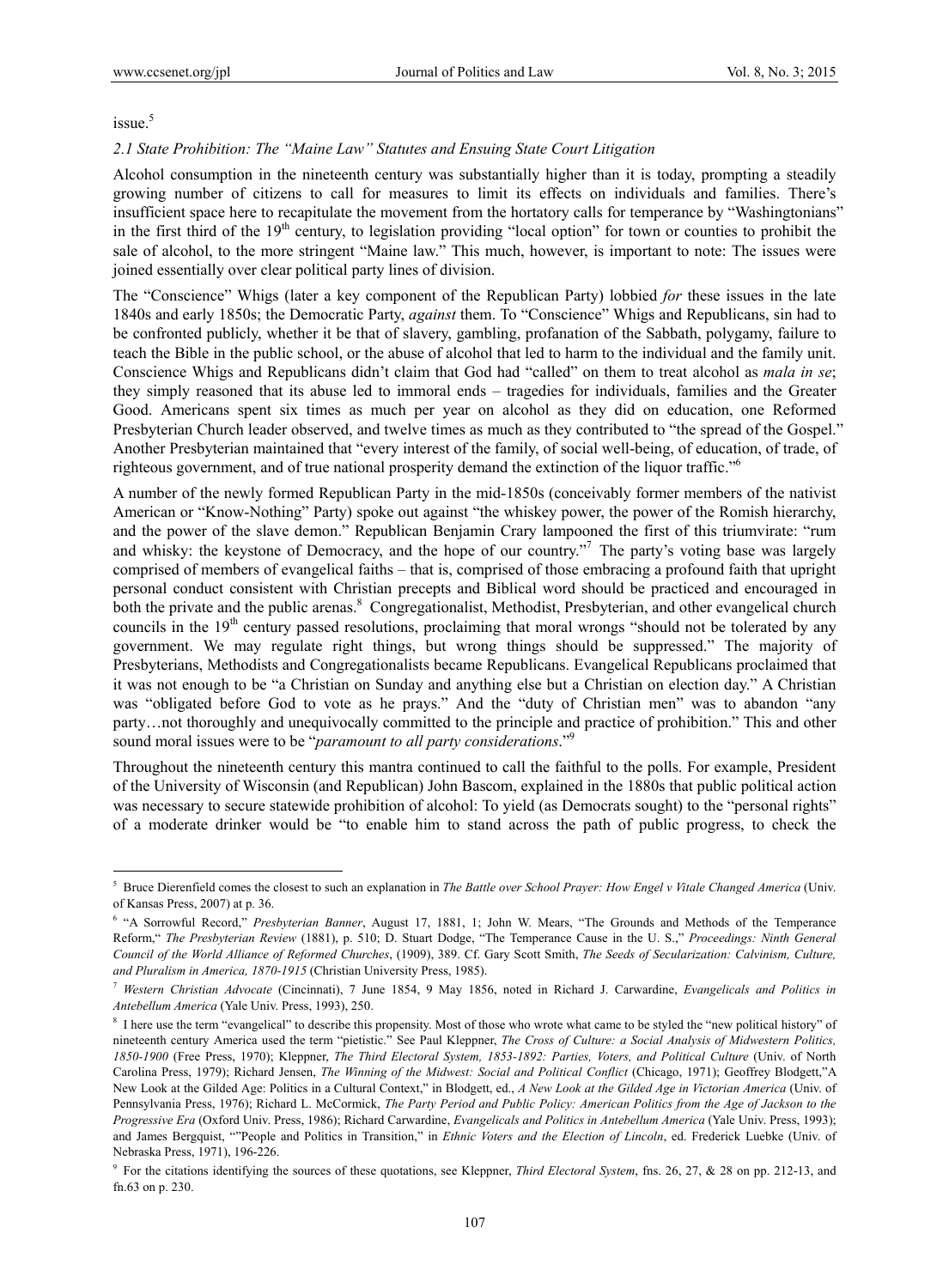issue.[5]

### 2.1 State Prohibition: The "Maine Law" Statutes and Ensuing State Court Litigation

Alcohol consumption in the nineteenth century was substantially higher than it is today, prompting a steadily growing number of citizens to call for measures to limit its effects on individuals and families. There's insufficient space here to recapitulate the movement from the hortatory calls for temperance by "Washingtonians" in the first third of the 19th century, to legislation providing "local option" for town or counties to prohibit the sale of alcohol, to the more stringent "Maine law." This much, however, is important to note: The issues were joined essentially over clear political party lines of division.

The "Conscience" Whigs (later a key component of the Republican Party) lobbied *for* these issues in the late 1840s and early 1850s; the Democratic Party, *against* them. To "Conscience" Whigs and Republicans, sin had to be confronted publicly, whether it be that of slavery, gambling, profanation of the Sabbath, polygamy, failure to teach the Bible in the public school, or the abuse of alcohol that led to harm to the individual and the family unit. Conscience Whigs and Republicans didn't claim that God had "called" on them to treat alcohol as *mala in se*; they simply reasoned that its abuse led to immoral ends – tragedies for individuals, families and the Greater Good. Americans spent six times as much per year on alcohol as they did on education, one Reformed Presbyterian Church leader observed, and twelve times as much as they contributed to "the spread of the Gospel." Another Presbyterian maintained that "every interest of the family, of social well-being, of education, of trade, of righteous government, and of true national prosperity demand the extinction of the liquor traffic."[6]

A number of the newly formed Republican Party in the mid-1850s (conceivably former members of the nativist American or "Know-Nothing" Party) spoke out against "the whiskey power, the power of the Romish hierarchy, and the power of the slave demon." Republican Benjamin Crary lampooned the first of this triumvirate: "rum and whisky: the keystone of Democracy, and the hope of our country."[7] The party's voting base was largely comprised of members of evangelical faiths – that is, comprised of those embracing a profound faith that upright personal conduct consistent with Christian precepts and Biblical word should be practiced and encouraged in both the private and the public arenas.[8] Congregationalist, Methodist, Presbyterian, and other evangelical church councils in the 19th century passed resolutions, proclaiming that moral wrongs "should not be tolerated by any government. We may regulate right things, but wrong things should be suppressed." The majority of Presbyterians, Methodists and Congregationalists became Republicans. Evangelical Republicans proclaimed that it was not enough to be "a Christian on Sunday and anything else but a Christian on election day." A Christian was "obligated before God to vote as he prays." And the "duty of Christian men" was to abandon "any party…not thoroughly and unequivocally committed to the principle and practice of prohibition." This and other sound moral issues were to be "*paramount to all party considerations*."[9]

Throughout the nineteenth century this mantra continued to call the faithful to the polls. For example, President of the University of Wisconsin (and Republican) John Bascom, explained in the 1880s that public political action was necessary to secure statewide prohibition of alcohol: To yield (as Democrats sought) to the "personal rights" of a moderate drinker would be "to enable him to stand across the path of public progress, to check the

---

[5] Bruce Dierenfield comes the closest to such an explanation in *The Battle over School Prayer: How Engel v Vitale Changed America* (Univ. of Kansas Press, 2007) at p. 36.

[6] "A Sorrowful Record," *Presbyterian Banner*, August 17, 1881, 1; John W. Mears, "The Grounds and Methods of the Temperance Reform," *The Presbyterian Review* (1881), p. 510; D. Stuart Dodge, "The Temperance Cause in the U. S.," *Proceedings: Ninth General Council of the World Alliance of Reformed Churches*, (1909), 389. Cf. Gary Scott Smith, *The Seeds of Secularization: Calvinism, Culture, and Pluralism in America, 1870-1915* (Christian University Press, 1985).

[7] *Western Christian Advocate* (Cincinnati), 7 June 1854, 9 May 1856, noted in Richard J. Carwardine, *Evangelicals and Politics in Antebellum America* (Yale Univ. Press, 1993), 250.

[8] I here use the term "evangelical" to describe this propensity. Most of those who wrote what came to be styled the "new political history" of nineteenth century America used the term "pietistic." See Paul Kleppner, *The Cross of Culture: a Social Analysis of Midwestern Politics, 1850-1900* (Free Press, 1970); Kleppner, *The Third Electoral System, 1853-1892: Parties, Voters, and Political Culture* (Univ. of North Carolina Press, 1979); Richard Jensen, *The Winning of the Midwest: Social and Political Conflict* (Chicago, 1971); Geoffrey Blodgett,"A New Look at the Gilded Age: Politics in a Cultural Context," in Blodgett, ed., *A New Look at the Gilded Age in Victorian America* (Univ. of Pennsylvania Press, 1976); Richard L. McCormick, *The Party Period and Public Policy: American Politics from the Age of Jackson to the Progressive Era* (Oxford Univ. Press, 1986); Richard Carwardine, *Evangelicals and Politics in Antebellum America* (Yale Univ. Press, 1993); and James Bergquist, ""People and Politics in Transition," in *Ethnic Voters and the Election of Lincoln*, ed. Frederick Luebke (Univ. of Nebraska Press, 1971), 196-226.

[9] For the citations identifying the sources of these quotations, see Kleppner, *Third Electoral System*, fns. 26, 27, & 28 on pp. 212-13, and fn.63 on p. 230.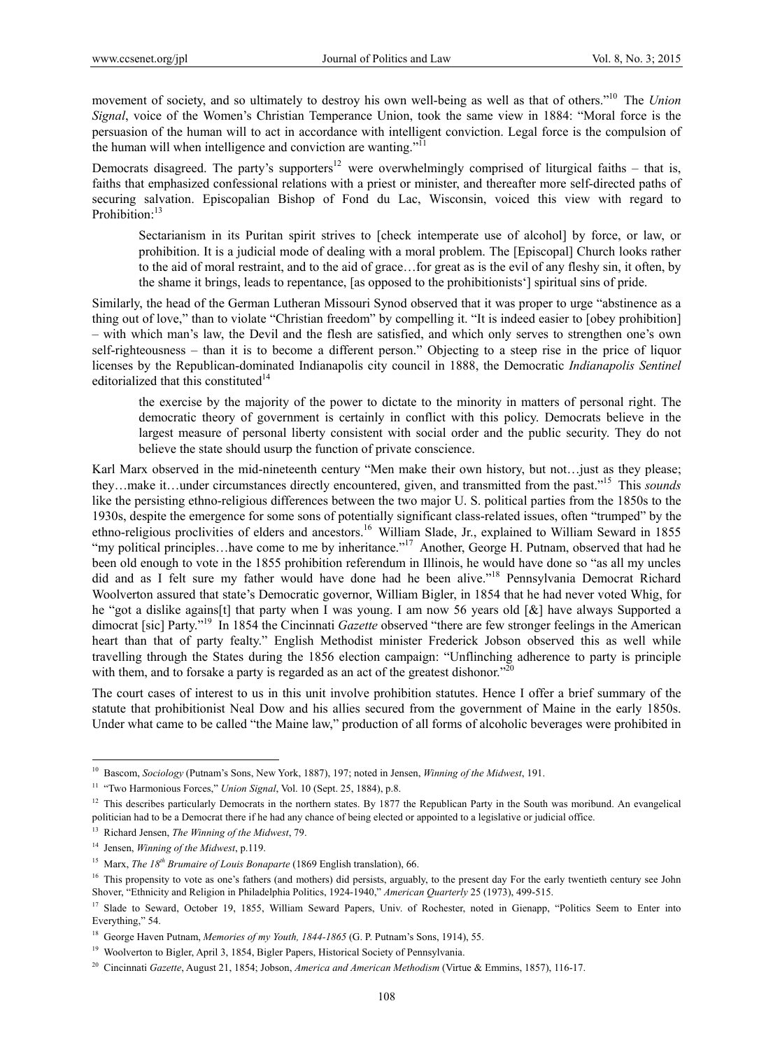movement of society, and so ultimately to destroy his own well-being as well as that of others."[10] The *Union Signal*, voice of the Women's Christian Temperance Union, took the same view in 1884: "Moral force is the persuasion of the human will to act in accordance with intelligent conviction. Legal force is the compulsion of the human will when intelligence and conviction are wanting."[11]

Democrats disagreed. The party's supporters[12] were overwhelmingly comprised of liturgical faiths – that is, faiths that emphasized confessional relations with a priest or minister, and thereafter more self-directed paths of securing salvation. Episcopalian Bishop of Fond du Lac, Wisconsin, voiced this view with regard to Prohibition:[13]

> Sectarianism in its Puritan spirit strives to [check intemperate use of alcohol] by force, or law, or prohibition. It is a judicial mode of dealing with a moral problem. The [Episcopal] Church looks rather to the aid of moral restraint, and to the aid of grace…for great as is the evil of any fleshy sin, it often, by the shame it brings, leads to repentance, [as opposed to the prohibitionists'] spiritual sins of pride.

Similarly, the head of the German Lutheran Missouri Synod observed that it was proper to urge "abstinence as a thing out of love," than to violate "Christian freedom" by compelling it. "It is indeed easier to [obey prohibition] – with which man's law, the Devil and the flesh are satisfied, and which only serves to strengthen one's own self-righteousness – than it is to become a different person." Objecting to a steep rise in the price of liquor licenses by the Republican-dominated Indianapolis city council in 1888, the Democratic *Indianapolis Sentinel* editorialized that this constituted[14]

> the exercise by the majority of the power to dictate to the minority in matters of personal right. The democratic theory of government is certainly in conflict with this policy. Democrats believe in the largest measure of personal liberty consistent with social order and the public security. They do not believe the state should usurp the function of private conscience.

Karl Marx observed in the mid-nineteenth century "Men make their own history, but not…just as they please; they…make it…under circumstances directly encountered, given, and transmitted from the past."[15] This *sounds* like the persisting ethno-religious differences between the two major U. S. political parties from the 1850s to the 1930s, despite the emergence for some sons of potentially significant class-related issues, often "trumped" by the ethno-religious proclivities of elders and ancestors.[16] William Slade, Jr., explained to William Seward in 1855 "my political principles…have come to me by inheritance."[17] Another, George H. Putnam, observed that had he been old enough to vote in the 1855 prohibition referendum in Illinois, he would have done so "as all my uncles did and as I felt sure my father would have done had he been alive."[18] Pennsylvania Democrat Richard Woolverton assured that state's Democratic governor, William Bigler, in 1854 that he had never voted Whig, for he "got a dislike agains[t] that party when I was young. I am now 56 years old [&] have always Supported a dimocrat [sic] Party."[19] In 1854 the Cincinnati *Gazette* observed "there are few stronger feelings in the American heart than that of party fealty." English Methodist minister Frederick Jobson observed this as well while travelling through the States during the 1856 election campaign: "Unflinching adherence to party is principle with them, and to forsake a party is regarded as an act of the greatest dishonor."[20]

The court cases of interest to us in this unit involve prohibition statutes. Hence I offer a brief summary of the statute that prohibitionist Neal Dow and his allies secured from the government of Maine in the early 1850s. Under what came to be called "the Maine law," production of all forms of alcoholic beverages were prohibited in

---

[10] Bascom, *Sociology* (Putnam's Sons, New York, 1887), 197; noted in Jensen, *Winning of the Midwest*, 191.

[11] "Two Harmonious Forces," *Union Signal*, Vol. 10 (Sept. 25, 1884), p.8.

[12] This describes particularly Democrats in the northern states. By 1877 the Republican Party in the South was moribund. An evangelical politician had to be a Democrat there if he had any chance of being elected or appointed to a legislative or judicial office.

[13] Richard Jensen, *The Winning of the Midwest*, 79.

[14] Jensen, *Winning of the Midwest*, p.119.

[15] Marx, *The 18th Brumaire of Louis Bonaparte* (1869 English translation), 66.

[16] This propensity to vote as one's fathers (and mothers) did persists, arguably, to the present day For the early twentieth century see John Shover, "Ethnicity and Religion in Philadelphia Politics, 1924-1940," *American Quarterly* 25 (1973), 499-515.

[17] Slade to Seward, October 19, 1855, William Seward Papers, Univ. of Rochester, noted in Gienapp, "Politics Seem to Enter into Everything," 54.

[18] George Haven Putnam, *Memories of my Youth, 1844-1865* (G. P. Putnam's Sons, 1914), 55.

[19] Woolverton to Bigler, April 3, 1854, Bigler Papers, Historical Society of Pennsylvania.

[20] Cincinnati *Gazette*, August 21, 1854; Jobson, *America and American Methodism* (Virtue & Emmins, 1857), 116-17.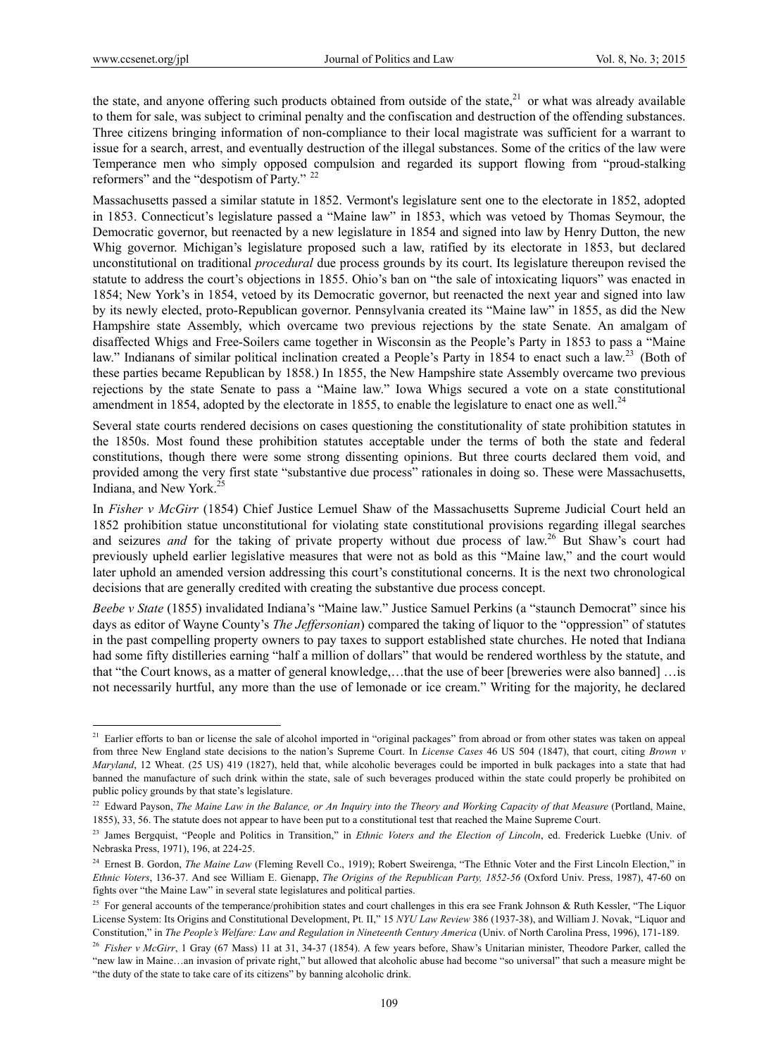the state, and anyone offering such products obtained from outside of the state,[21] or what was already available to them for sale, was subject to criminal penalty and the confiscation and destruction of the offending substances. Three citizens bringing information of non-compliance to their local magistrate was sufficient for a warrant to issue for a search, arrest, and eventually destruction of the illegal substances. Some of the critics of the law were Temperance men who simply opposed compulsion and regarded its support flowing from "proud-stalking reformers" and the "despotism of Party." [22]

Massachusetts passed a similar statute in 1852. Vermont's legislature sent one to the electorate in 1852, adopted in 1853. Connecticut's legislature passed a "Maine law" in 1853, which was vetoed by Thomas Seymour, the Democratic governor, but reenacted by a new legislature in 1854 and signed into law by Henry Dutton, the new Whig governor. Michigan's legislature proposed such a law, ratified by its electorate in 1853, but declared unconstitutional on traditional *procedural* due process grounds by its court. Its legislature thereupon revised the statute to address the court's objections in 1855. Ohio's ban on "the sale of intoxicating liquors" was enacted in 1854; New York's in 1854, vetoed by its Democratic governor, but reenacted the next year and signed into law by its newly elected, proto-Republican governor. Pennsylvania created its "Maine law" in 1855, as did the New Hampshire state Assembly, which overcame two previous rejections by the state Senate. An amalgam of disaffected Whigs and Free-Soilers came together in Wisconsin as the People's Party in 1853 to pass a "Maine law." Indianans of similar political inclination created a People's Party in 1854 to enact such a law.[23] (Both of these parties became Republican by 1858.) In 1855, the New Hampshire state Assembly overcame two previous rejections by the state Senate to pass a "Maine law." Iowa Whigs secured a vote on a state constitutional amendment in 1854, adopted by the electorate in 1855, to enable the legislature to enact one as well.[24]

Several state courts rendered decisions on cases questioning the constitutionality of state prohibition statutes in the 1850s. Most found these prohibition statutes acceptable under the terms of both the state and federal constitutions, though there were some strong dissenting opinions. But three courts declared them void, and provided among the very first state "substantive due process" rationales in doing so. These were Massachusetts, Indiana, and New York.[25]

In *Fisher v McGirr* (1854) Chief Justice Lemuel Shaw of the Massachusetts Supreme Judicial Court held an 1852 prohibition statue unconstitutional for violating state constitutional provisions regarding illegal searches and seizures *and* for the taking of private property without due process of law.[26] But Shaw's court had previously upheld earlier legislative measures that were not as bold as this "Maine law," and the court would later uphold an amended version addressing this court's constitutional concerns. It is the next two chronological decisions that are generally credited with creating the substantive due process concept.

*Beebe v State* (1855) invalidated Indiana's "Maine law." Justice Samuel Perkins (a "staunch Democrat" since his days as editor of Wayne County's *The Jeffersonian*) compared the taking of liquor to the "oppression" of statutes in the past compelling property owners to pay taxes to support established state churches. He noted that Indiana had some fifty distilleries earning "half a million of dollars" that would be rendered worthless by the statute, and that "the Court knows, as a matter of general knowledge,…that the use of beer [breweries were also banned] …is not necessarily hurtful, any more than the use of lemonade or ice cream." Writing for the majority, he declared

---

[21] Earlier efforts to ban or license the sale of alcohol imported in "original packages" from abroad or from other states was taken on appeal from three New England state decisions to the nation's Supreme Court. In *License Cases* 46 US 504 (1847), that court, citing *Brown v Maryland*, 12 Wheat. (25 US) 419 (1827), held that, while alcoholic beverages could be imported in bulk packages into a state that had banned the manufacture of such drink within the state, sale of such beverages produced within the state could properly be prohibited on public policy grounds by that state's legislature.

[22] Edward Payson, *The Maine Law in the Balance, or An Inquiry into the Theory and Working Capacity of that Measure* (Portland, Maine, 1855), 33, 56. The statute does not appear to have been put to a constitutional test that reached the Maine Supreme Court.

[23] James Bergquist, "People and Politics in Transition," in *Ethnic Voters and the Election of Lincoln*, ed. Frederick Luebke (Univ. of Nebraska Press, 1971), 196, at 224-25.

[24] Ernest B. Gordon, *The Maine Law* (Fleming Revell Co., 1919); Robert Sweirenga, "The Ethnic Voter and the First Lincoln Election," in *Ethnic Voters*, 136-37. And see William E. Gienapp, *The Origins of the Republican Party, 1852-56* (Oxford Univ. Press, 1987), 47-60 on fights over "the Maine Law" in several state legislatures and political parties.

[25] For general accounts of the temperance/prohibition states and court challenges in this era see Frank Johnson & Ruth Kessler, "The Liquor License System: Its Origins and Constitutional Development, Pt. II," 15 *NYU Law Review* 386 (1937-38), and William J. Novak, "Liquor and Constitution," in *The People's Welfare: Law and Regulation in Nineteenth Century America* (Univ. of North Carolina Press, 1996), 171-189.

[26] *Fisher v McGirr*, 1 Gray (67 Mass) 11 at 31, 34-37 (1854). A few years before, Shaw's Unitarian minister, Theodore Parker, called the "new law in Maine…an invasion of private right," but allowed that alcoholic abuse had become "so universal" that such a measure might be "the duty of the state to take care of its citizens" by banning alcoholic drink.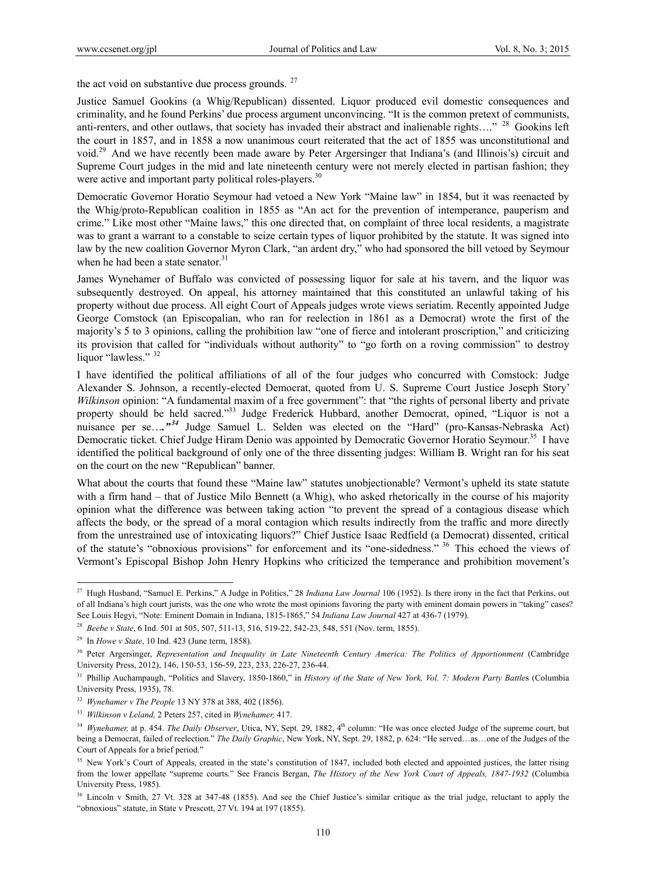the act void on substantive due process grounds. [27]

Justice Samuel Gookins (a Whig/Republican) dissented. Liquor produced evil domestic consequences and criminality, and he found Perkins' due process argument unconvincing. "It is the common pretext of communists, anti-renters, and other outlaws, that society has invaded their abstract and inalienable rights…." [28] Gookins left the court in 1857, and in 1858 a now unanimous court reiterated that the act of 1855 was unconstitutional and void.[29] And we have recently been made aware by Peter Argersinger that Indiana's (and Illinois's) circuit and Supreme Court judges in the mid and late nineteenth century were not merely elected in partisan fashion; they were active and important party political roles-players.[30]

Democratic Governor Horatio Seymour had vetoed a New York "Maine law" in 1854, but it was reenacted by the Whig/proto-Republican coalition in 1855 as "An act for the prevention of intemperance, pauperism and crime." Like most other "Maine laws," this one directed that, on complaint of three local residents, a magistrate was to grant a warrant to a constable to seize certain types of liquor prohibited by the statute. It was signed into law by the new coalition Governor Myron Clark, "an ardent dry," who had sponsored the bill vetoed by Seymour when he had been a state senator.[31]

James Wynehamer of Buffalo was convicted of possessing liquor for sale at his tavern, and the liquor was subsequently destroyed. On appeal, his attorney maintained that this constituted an unlawful taking of his property without due process. All eight Court of Appeals judges wrote views seriatim. Recently appointed Judge George Comstock (an Episcopalian, who ran for reelection in 1861 as a Democrat) wrote the first of the majority's 5 to 3 opinions, calling the prohibition law "one of fierce and intolerant proscription," and criticizing its provision that called for "individuals without authority" to "go forth on a roving commission" to destroy liquor "lawless." [32]

I have identified the political affiliations of all of the four judges who concurred with Comstock: Judge Alexander S. Johnson, a recently-elected Democrat, quoted from U. S. Supreme Court Justice Joseph Story' *Wilkinson* opinion: "A fundamental maxim of a free government": that "the rights of personal liberty and private property should be held sacred."[33] Judge Frederick Hubbard, another Democrat, opined, "Liquor is not a nuisance per se…."[34] Judge Samuel L. Selden was elected on the "Hard" (pro-Kansas-Nebraska Act) Democratic ticket. Chief Judge Hiram Denio was appointed by Democratic Governor Horatio Seymour.[35] I have identified the political background of only one of the three dissenting judges: William B. Wright ran for his seat on the court on the new "Republican" banner.

What about the courts that found these "Maine law" statutes unobjectionable? Vermont's upheld its state statute with a firm hand – that of Justice Milo Bennett (a Whig), who asked rhetorically in the course of his majority opinion what the difference was between taking action "to prevent the spread of a contagious disease which affects the body, or the spread of a moral contagion which results indirectly from the traffic and more directly from the unrestrained use of intoxicating liquors?" Chief Justice Isaac Redfield (a Democrat) dissented, critical of the statute's "obnoxious provisions" for enforcement and its "one-sidedness." [36] This echoed the views of Vermont's Episcopal Bishop John Henry Hopkins who criticized the temperance and prohibition movement's

---

[27] Hugh Husband, "Samuel E. Perkins," A Judge in Politics," 28 *Indiana Law Journal* 106 (1952). Is there irony in the fact that Perkins, out of all Indiana's high court jurists, was the one who wrote the most opinions favoring the party with eminent domain powers in "taking" cases? See Louis Hegyi, "Note: Eminent Domain in Indiana, 1815-1865," 54 *Indiana Law Journal* 427 at 436-7 (1979).

[28] *Beebe v State*, 6 Ind. 501 at 505, 507, 511-13, 516, 519-22, 542-23, 548, 551 (Nov. term, 1855).

[29] In *Howe v State*, 10 Ind. 423 (June term, 1858).

[30] Peter Argersinger, *Representation and Inequality in Late Nineteenth Century America: The Politics of Apportionment* (Cambridge University Press, 2012), 146, 150-53, 156-59, 223, 233, 226-27, 236-44.

[31] Phillip Auchampaugh, "Politics and Slavery, 1850-1860," in *History of the State of New York, Vol. 7: Modern Party Battles* (Columbia University Press, 1935), 78.

[32] *Wynehamer v The People* 13 NY 378 at 388, 402 (1856).

[33] *Wilkinson v Leland,* 2 Peters 257, cited in *Wynehamer,* 417.

[34] *Wynehamer,* at p. 454. *The Daily Observer*, Utica, NY, Sept. 29, 1882, 4th column: "He was once elected Judge of the supreme court, but being a Democrat, failed of reelection." *The Daily Graphic*, New York, NY, Sept. 29, 1882, p. 624: "He served…as…one of the Judges of the Court of Appeals for a brief period."

[35] New York's Court of Appeals, created in the state's constitution of 1847, included both elected and appointed justices, the latter rising from the lower appellate "supreme courts." See Francis Bergan, *The History of the New York Court of Appeals, 1847-1932* (Columbia University Press, 1985).

[36] Lincoln v Smith, 27 Vt. 328 at 347-48 (1855). And see the Chief Justice's similar critique as the trial judge, reluctant to apply the "obnoxious" statute, in State v Prescott, 27 Vt. 194 at 197 (1855).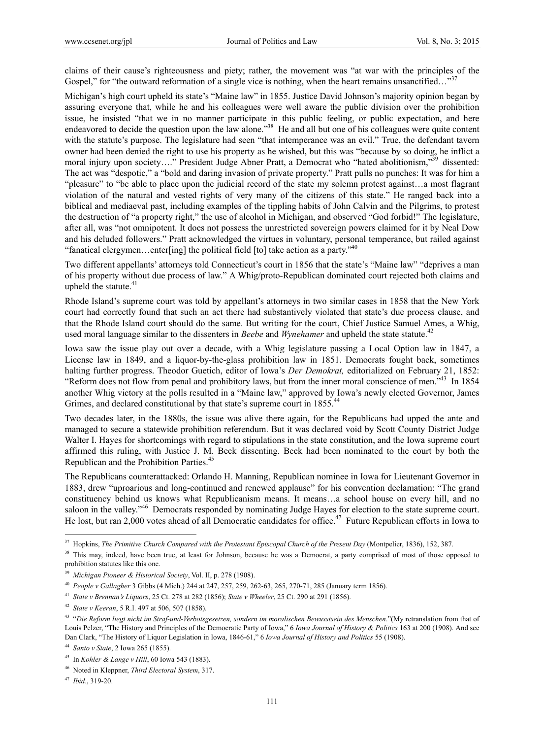claims of their cause's righteousness and piety; rather, the movement was "at war with the principles of the Gospel," for "the outward reformation of a single vice is nothing, when the heart remains unsanctified…"[37]

Michigan's high court upheld its state's "Maine law" in 1855. Justice David Johnson's majority opinion began by assuring everyone that, while he and his colleagues were well aware the public division over the prohibition issue, he insisted "that we in no manner participate in this public feeling, or public expectation, and here endeavored to decide the question upon the law alone."[38] He and all but one of his colleagues were quite content with the statute's purpose. The legislature had seen "that intemperance was an evil." True, the defendant tavern owner had been denied the right to use his property as he wished, but this was "because by so doing, he inflict a moral injury upon society…." President Judge Abner Pratt, a Democrat who "hated abolitionism,"[39] dissented: The act was "despotic," a "bold and daring invasion of private property." Pratt pulls no punches: It was for him a "pleasure" to "be able to place upon the judicial record of the state my solemn protest against…a most flagrant violation of the natural and vested rights of very many of the citizens of this state." He ranged back into a biblical and mediaeval past, including examples of the tippling habits of John Calvin and the Pilgrims, to protest the destruction of "a property right," the use of alcohol in Michigan, and observed "God forbid!" The legislature, after all, was "not omnipotent. It does not possess the unrestricted sovereign powers claimed for it by Neal Dow and his deluded followers." Pratt acknowledged the virtues in voluntary, personal temperance, but railed against "fanatical clergymen…enter[ing] the political field [to] take action as a party."[40]

Two different appellants' attorneys told Connecticut's court in 1856 that the state's "Maine law" "deprives a man of his property without due process of law." A Whig/proto-Republican dominated court rejected both claims and upheld the statute.[41]

Rhode Island's supreme court was told by appellant's attorneys in two similar cases in 1858 that the New York court had correctly found that such an act there had substantively violated that state's due process clause, and that the Rhode Island court should do the same. But writing for the court, Chief Justice Samuel Ames, a Whig, used moral language similar to the dissenters in *Beebe* and *Wynehamer* and upheld the state statute.[42]

Iowa saw the issue play out over a decade, with a Whig legislature passing a Local Option law in 1847, a License law in 1849, and a liquor-by-the-glass prohibition law in 1851. Democrats fought back, sometimes halting further progress. Theodor Guetich, editor of Iowa's *Der Demokrat,* editorialized on February 21, 1852: "Reform does not flow from penal and prohibitory laws, but from the inner moral conscience of men."[43] In 1854 another Whig victory at the polls resulted in a "Maine law," approved by Iowa's newly elected Governor, James Grimes, and declared constitutional by that state's supreme court in 1855.[44]

Two decades later, in the 1880s, the issue was alive there again, for the Republicans had upped the ante and managed to secure a statewide prohibition referendum. But it was declared void by Scott County District Judge Walter I. Hayes for shortcomings with regard to stipulations in the state constitution, and the Iowa supreme court affirmed this ruling, with Justice J. M. Beck dissenting. Beck had been nominated to the court by both the Republican and the Prohibition Parties.[45]

The Republicans counterattacked: Orlando H. Manning, Republican nominee in Iowa for Lieutenant Governor in 1883, drew "uproarious and long-continued and renewed applause" for his convention declamation: "The grand constituency behind us knows what Republicanism means. It means…a school house on every hill, and no saloon in the valley."[46] Democrats responded by nominating Judge Hayes for election to the state supreme court. He lost, but ran 2,000 votes ahead of all Democratic candidates for office.[47] Future Republican efforts in Iowa to

---

[37] Hopkins, *The Primitive Church Compared with the Protestant Episcopal Church of the Present Day* (Montpelier, 1836), 152, 387.

[38] This may, indeed, have been true, at least for Johnson, because he was a Democrat, a party comprised of most of those opposed to prohibition statutes like this one.

[39] *Michigan Pioneer & Historical Society*, Vol. II, p. 278 (1908).

[40] *People v Gallagher* 3 Gibbs (4 Mich.) 244 at 247, 257, 259, 262-63, 265, 270-71, 285 (January term 1856).

[41] *State v Brennan's Liquors*, 25 Ct. 278 at 282 (1856); *State v Wheeler*, 25 Ct. 290 at 291 (1856).

[42] *State v Keeran*, 5 R.I. 497 at 506, 507 (1858).

[43] "*Die Reform liegt nicht im Straf-und-Verbotsgesetzen, sondern im moralischen Bewusstsein des Menschen*."(My retranslation from that of Louis Pelzer, "The History and Principles of the Democratic Party of Iowa," 6 *Iowa Journal of History & Politics* 163 at 200 (1908). And see Dan Clark, "The History of Liquor Legislation in Iowa, 1846-61," 6 *Iowa Journal of History and Politics* 55 (1908).

[44] *Santo v State*, 2 Iowa 265 (1855).

[45] In *Kohler & Lange v Hill*, 60 Iowa 543 (1883).

[46] Noted in Kleppner, *Third Electoral System*, 317.

[47] *Ibid*., 319-20.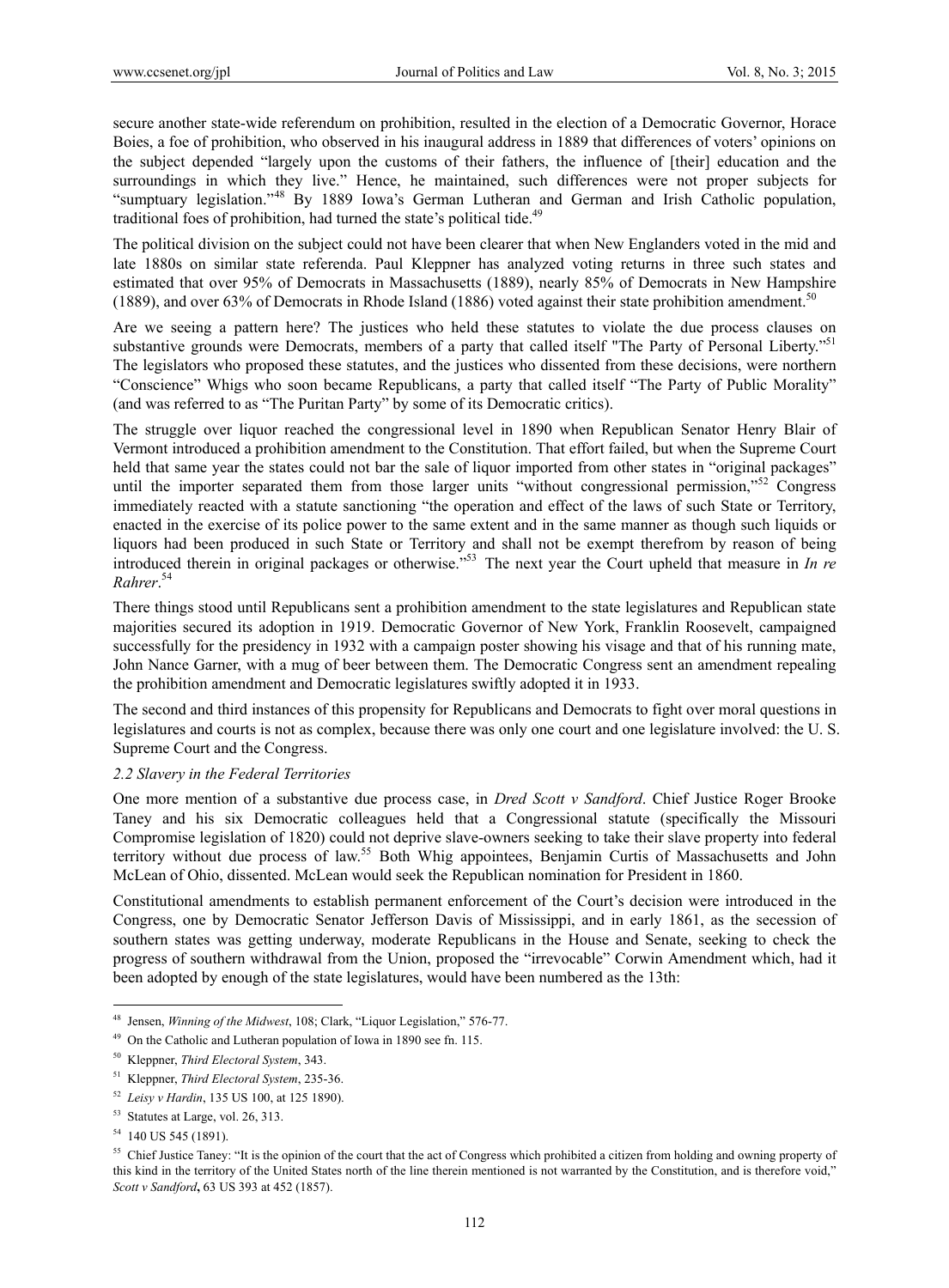secure another state-wide referendum on prohibition, resulted in the election of a Democratic Governor, Horace Boies, a foe of prohibition, who observed in his inaugural address in 1889 that differences of voters' opinions on the subject depended "largely upon the customs of their fathers, the influence of [their] education and the surroundings in which they live." Hence, he maintained, such differences were not proper subjects for "sumptuary legislation."[48] By 1889 Iowa's German Lutheran and German and Irish Catholic population, traditional foes of prohibition, had turned the state's political tide.[49]

The political division on the subject could not have been clearer that when New Englanders voted in the mid and late 1880s on similar state referenda. Paul Kleppner has analyzed voting returns in three such states and estimated that over 95% of Democrats in Massachusetts (1889), nearly 85% of Democrats in New Hampshire (1889), and over 63% of Democrats in Rhode Island (1886) voted against their state prohibition amendment.[50]

Are we seeing a pattern here? The justices who held these statutes to violate the due process clauses on substantive grounds were Democrats, members of a party that called itself "The Party of Personal Liberty."[51] The legislators who proposed these statutes, and the justices who dissented from these decisions, were northern "Conscience" Whigs who soon became Republicans, a party that called itself "The Party of Public Morality" (and was referred to as "The Puritan Party" by some of its Democratic critics).

The struggle over liquor reached the congressional level in 1890 when Republican Senator Henry Blair of Vermont introduced a prohibition amendment to the Constitution. That effort failed, but when the Supreme Court held that same year the states could not bar the sale of liquor imported from other states in "original packages" until the importer separated them from those larger units "without congressional permission,"[52] Congress immediately reacted with a statute sanctioning "the operation and effect of the laws of such State or Territory, enacted in the exercise of its police power to the same extent and in the same manner as though such liquids or liquors had been produced in such State or Territory and shall not be exempt therefrom by reason of being introduced therein in original packages or otherwise."[53] The next year the Court upheld that measure in *In re Rahrer*.[54]

There things stood until Republicans sent a prohibition amendment to the state legislatures and Republican state majorities secured its adoption in 1919. Democratic Governor of New York, Franklin Roosevelt, campaigned successfully for the presidency in 1932 with a campaign poster showing his visage and that of his running mate, John Nance Garner, with a mug of beer between them. The Democratic Congress sent an amendment repealing the prohibition amendment and Democratic legislatures swiftly adopted it in 1933.

The second and third instances of this propensity for Republicans and Democrats to fight over moral questions in legislatures and courts is not as complex, because there was only one court and one legislature involved: the U. S. Supreme Court and the Congress.

### *2.2 Slavery in the Federal Territories*

One more mention of a substantive due process case, in *Dred Scott v Sandford*. Chief Justice Roger Brooke Taney and his six Democratic colleagues held that a Congressional statute (specifically the Missouri Compromise legislation of 1820) could not deprive slave-owners seeking to take their slave property into federal territory without due process of law.[55] Both Whig appointees, Benjamin Curtis of Massachusetts and John McLean of Ohio, dissented. McLean would seek the Republican nomination for President in 1860.

Constitutional amendments to establish permanent enforcement of the Court's decision were introduced in the Congress, one by Democratic Senator Jefferson Davis of Mississippi, and in early 1861, as the secession of southern states was getting underway, moderate Republicans in the House and Senate, seeking to check the progress of southern withdrawal from the Union, proposed the "irrevocable" Corwin Amendment which, had it been adopted by enough of the state legislatures, would have been numbered as the 13th:

---

[48] Jensen, *Winning of the Midwest*, 108; Clark, "Liquor Legislation," 576-77.

[49] On the Catholic and Lutheran population of Iowa in 1890 see fn. 115.

[50] Kleppner, *Third Electoral System*, 343.

[51] Kleppner, *Third Electoral System*, 235-36.

[52] *Leisy v Hardin*, 135 US 100, at 125 1890).

[53] Statutes at Large, vol. 26, 313.

[54] 140 US 545 (1891).

[55] Chief Justice Taney: "It is the opinion of the court that the act of Congress which prohibited a citizen from holding and owning property of this kind in the territory of the United States north of the line therein mentioned is not warranted by the Constitution, and is therefore void," *Scott v Sandford*, 63 US 393 at 452 (1857).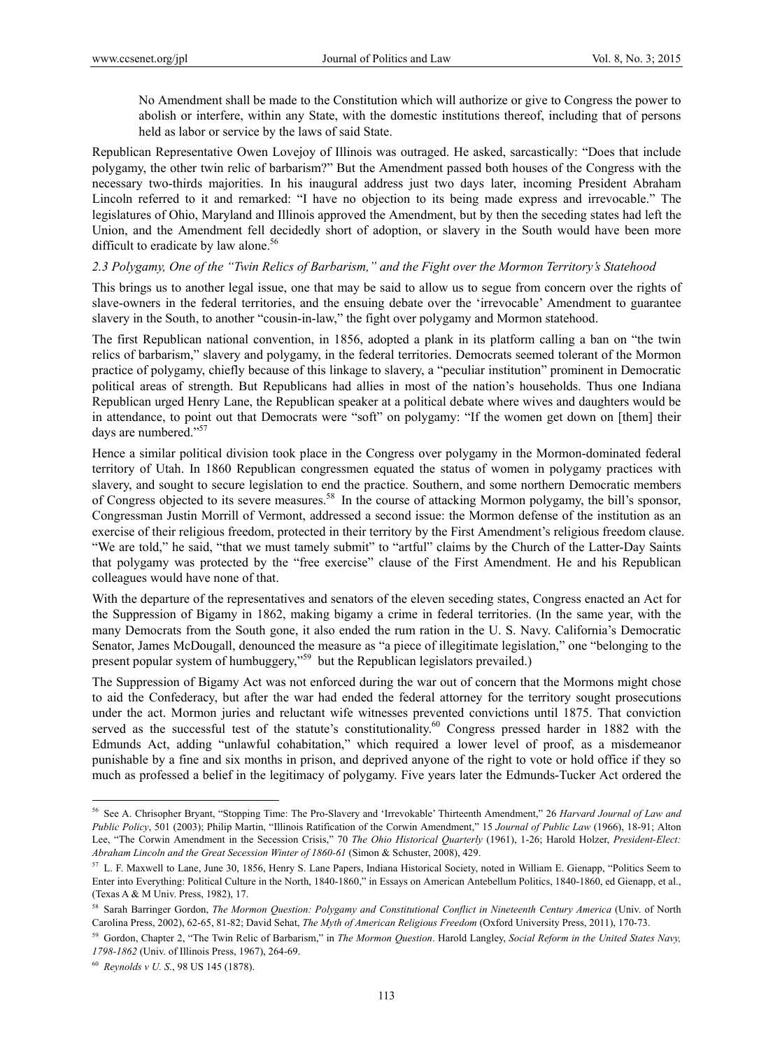> No Amendment shall be made to the Constitution which will authorize or give to Congress the power to abolish or interfere, within any State, with the domestic institutions thereof, including that of persons held as labor or service by the laws of said State.

Republican Representative Owen Lovejoy of Illinois was outraged. He asked, sarcastically: "Does that include polygamy, the other twin relic of barbarism?" But the Amendment passed both houses of the Congress with the necessary two-thirds majorities. In his inaugural address just two days later, incoming President Abraham Lincoln referred to it and remarked: "I have no objection to its being made express and irrevocable." The legislatures of Ohio, Maryland and Illinois approved the Amendment, but by then the seceding states had left the Union, and the Amendment fell decidedly short of adoption, or slavery in the South would have been more difficult to eradicate by law alone.[56]

### *2.3 Polygamy, One of the "Twin Relics of Barbarism," and the Fight over the Mormon Territory's Statehood*

This brings us to another legal issue, one that may be said to allow us to segue from concern over the rights of slave-owners in the federal territories, and the ensuing debate over the 'irrevocable' Amendment to guarantee slavery in the South, to another "cousin-in-law," the fight over polygamy and Mormon statehood.

The first Republican national convention, in 1856, adopted a plank in its platform calling a ban on "the twin relics of barbarism," slavery and polygamy, in the federal territories. Democrats seemed tolerant of the Mormon practice of polygamy, chiefly because of this linkage to slavery, a "peculiar institution" prominent in Democratic political areas of strength. But Republicans had allies in most of the nation's households. Thus one Indiana Republican urged Henry Lane, the Republican speaker at a political debate where wives and daughters would be in attendance, to point out that Democrats were "soft" on polygamy: "If the women get down on [them] their days are numbered."[57]

Hence a similar political division took place in the Congress over polygamy in the Mormon-dominated federal territory of Utah. In 1860 Republican congressmen equated the status of women in polygamy practices with slavery, and sought to secure legislation to end the practice. Southern, and some northern Democratic members of Congress objected to its severe measures.[58] In the course of attacking Mormon polygamy, the bill's sponsor, Congressman Justin Morrill of Vermont, addressed a second issue: the Mormon defense of the institution as an exercise of their religious freedom, protected in their territory by the First Amendment's religious freedom clause. "We are told," he said, "that we must tamely submit" to "artful" claims by the Church of the Latter-Day Saints that polygamy was protected by the "free exercise" clause of the First Amendment. He and his Republican colleagues would have none of that.

With the departure of the representatives and senators of the eleven seceding states, Congress enacted an Act for the Suppression of Bigamy in 1862, making bigamy a crime in federal territories. (In the same year, with the many Democrats from the South gone, it also ended the rum ration in the U. S. Navy. California's Democratic Senator, James McDougall, denounced the measure as "a piece of illegitimate legislation," one "belonging to the present popular system of humbuggery,"[59] but the Republican legislators prevailed.)

The Suppression of Bigamy Act was not enforced during the war out of concern that the Mormons might chose to aid the Confederacy, but after the war had ended the federal attorney for the territory sought prosecutions under the act. Mormon juries and reluctant wife witnesses prevented convictions until 1875. That conviction served as the successful test of the statute's constitutionality.[60] Congress pressed harder in 1882 with the Edmunds Act, adding "unlawful cohabitation," which required a lower level of proof, as a misdemeanor punishable by a fine and six months in prison, and deprived anyone of the right to vote or hold office if they so much as professed a belief in the legitimacy of polygamy. Five years later the Edmunds-Tucker Act ordered the

---

[56] See A. Chrisopher Bryant, "Stopping Time: The Pro-Slavery and 'Irrevokable' Thirteenth Amendment," 26 *Harvard Journal of Law and Public Policy*, 501 (2003); Philip Martin, "Illinois Ratification of the Corwin Amendment," 15 *Journal of Public Law* (1966), 18-91; Alton Lee, "The Corwin Amendment in the Secession Crisis," 70 *The Ohio Historical Quarterly* (1961), 1-26; Harold Holzer, *President-Elect: Abraham Lincoln and the Great Secession Winter of 1860-61* (Simon & Schuster, 2008), 429.

[57] L. F. Maxwell to Lane, June 30, 1856, Henry S. Lane Papers, Indiana Historical Society, noted in William E. Gienapp, "Politics Seem to Enter into Everything: Political Culture in the North, 1840-1860," in Essays on American Antebellum Politics, 1840-1860, ed Gienapp, et al., (Texas A & M Univ. Press, 1982), 17.

[58] Sarah Barringer Gordon, *The Mormon Question: Polygamy and Constitutional Conflict in Nineteenth Century America* (Univ. of North Carolina Press, 2002), 62-65, 81-82; David Sehat, *The Myth of American Religious Freedom* (Oxford University Press, 2011), 170-73.

[59] Gordon, Chapter 2, "The Twin Relic of Barbarism," in *The Mormon Question*. Harold Langley, *Social Reform in the United States Navy, 1798-1862* (Univ. of Illinois Press, 1967), 264-69.

[60] *Reynolds v U. S*., 98 US 145 (1878).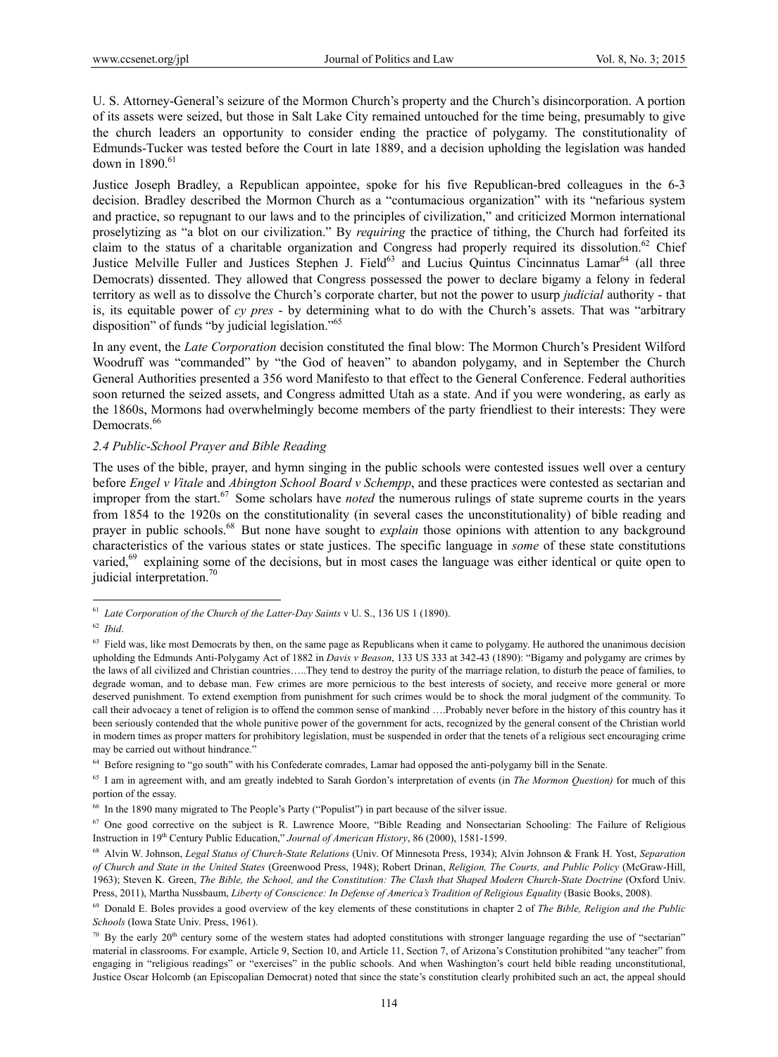U. S. Attorney-General's seizure of the Mormon Church's property and the Church's disincorporation. A portion of its assets were seized, but those in Salt Lake City remained untouched for the time being, presumably to give the church leaders an opportunity to consider ending the practice of polygamy. The constitutionality of Edmunds-Tucker was tested before the Court in late 1889, and a decision upholding the legislation was handed down in 1890.[61]

Justice Joseph Bradley, a Republican appointee, spoke for his five Republican-bred colleagues in the 6-3 decision. Bradley described the Mormon Church as a "contumacious organization" with its "nefarious system and practice, so repugnant to our laws and to the principles of civilization," and criticized Mormon international proselytizing as "a blot on our civilization." By *requiring* the practice of tithing, the Church had forfeited its claim to the status of a charitable organization and Congress had properly required its dissolution.[62] Chief Justice Melville Fuller and Justices Stephen J. Field[63] and Lucius Quintus Cincinnatus Lamar[64] (all three Democrats) dissented. They allowed that Congress possessed the power to declare bigamy a felony in federal territory as well as to dissolve the Church's corporate charter, but not the power to usurp *judicial* authority - that is, its equitable power of *cy pres* - by determining what to do with the Church's assets. That was "arbitrary disposition" of funds "by judicial legislation."[65]

In any event, the *Late Corporation* decision constituted the final blow: The Mormon Church's President Wilford Woodruff was "commanded" by "the God of heaven" to abandon polygamy, and in September the Church General Authorities presented a 356 word Manifesto to that effect to the General Conference. Federal authorities soon returned the seized assets, and Congress admitted Utah as a state. And if you were wondering, as early as the 1860s, Mormons had overwhelmingly become members of the party friendliest to their interests: They were Democrats.[66]

### *2.4 Public-School Prayer and Bible Reading*

The uses of the bible, prayer, and hymn singing in the public schools were contested issues well over a century before *Engel v Vitale* and *Abington School Board v Schempp*, and these practices were contested as sectarian and improper from the start.[67] Some scholars have *noted* the numerous rulings of state supreme courts in the years from 1854 to the 1920s on the constitutionality (in several cases the unconstitutionality) of bible reading and prayer in public schools.[68] But none have sought to *explain* those opinions with attention to any background characteristics of the various states or state justices. The specific language in *some* of these state constitutions varied,[69] explaining some of the decisions, but in most cases the language was either identical or quite open to judicial interpretation.[70]

---

[61] *Late Corporation of the Church of the Latter-Day Saints* v U. S., 136 US 1 (1890).

[62] *Ibid*.

[63] Field was, like most Democrats by then, on the same page as Republicans when it came to polygamy. He authored the unanimous decision upholding the Edmunds Anti-Polygamy Act of 1882 in *Davis v Beason*, 133 US 333 at 342-43 (1890): "Bigamy and polygamy are crimes by the laws of all civilized and Christian countries…..They tend to destroy the purity of the marriage relation, to disturb the peace of families, to degrade woman, and to debase man. Few crimes are more pernicious to the best interests of society, and receive more general or more deserved punishment. To extend exemption from punishment for such crimes would be to shock the moral judgment of the community. To call their advocacy a tenet of religion is to offend the common sense of mankind ….Probably never before in the history of this country has it been seriously contended that the whole punitive power of the government for acts, recognized by the general consent of the Christian world in modern times as proper matters for prohibitory legislation, must be suspended in order that the tenets of a religious sect encouraging crime may be carried out without hindrance."

[64] Before resigning to "go south" with his Confederate comrades, Lamar had opposed the anti-polygamy bill in the Senate.

[65] I am in agreement with, and am greatly indebted to Sarah Gordon's interpretation of events (in *The Mormon Question)* for much of this portion of the essay.

[66] In the 1890 many migrated to The People's Party ("Populist") in part because of the silver issue.

[67] One good corrective on the subject is R. Lawrence Moore, "Bible Reading and Nonsectarian Schooling: The Failure of Religious Instruction in 19th Century Public Education," *Journal of American History*, 86 (2000), 1581-1599.

[68] Alvin W. Johnson, *Legal Status of Church-State Relations* (Univ. Of Minnesota Press, 1934); Alvin Johnson & Frank H. Yost, *Separation of Church and State in the United States* (Greenwood Press, 1948); Robert Drinan, *Religion, The Courts, and Public Policy* (McGraw-Hill, 1963); Steven K. Green, *The Bible, the School, and the Constitution: The Clash that Shaped Modern Church-State Doctrine* (Oxford Univ. Press, 2011), Martha Nussbaum, *Liberty of Conscience: In Defense of America's Tradition of Religious Equality* (Basic Books, 2008).

[69] Donald E. Boles provides a good overview of the key elements of these constitutions in chapter 2 of *The Bible, Religion and the Public Schools* (Iowa State Univ. Press, 1961).

[70] By the early 20th century some of the western states had adopted constitutions with stronger language regarding the use of "sectarian" material in classrooms. For example, Article 9, Section 10, and Article 11, Section 7, of Arizona's Constitution prohibited "any teacher" from engaging in "religious readings" or "exercises" in the public schools. And when Washington's court held bible reading unconstitutional, Justice Oscar Holcomb (an Episcopalian Democrat) noted that since the state's constitution clearly prohibited such an act, the appeal should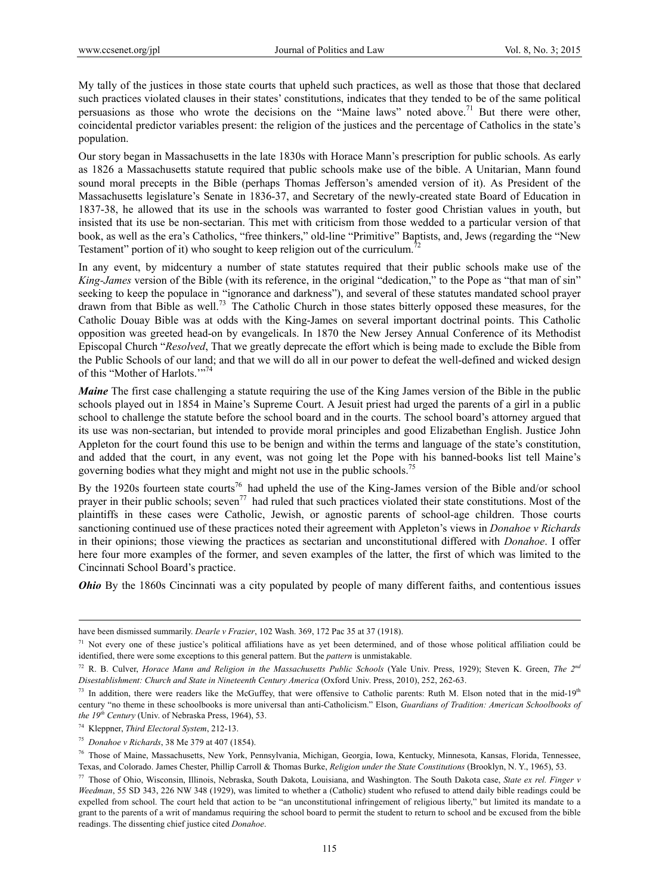My tally of the justices in those state courts that upheld such practices, as well as those that those that declared such practices violated clauses in their states' constitutions, indicates that they tended to be of the same political persuasions as those who wrote the decisions on the "Maine laws" noted above.[71] But there were other, coincidental predictor variables present: the religion of the justices and the percentage of Catholics in the state's population.

Our story began in Massachusetts in the late 1830s with Horace Mann's prescription for public schools. As early as 1826 a Massachusetts statute required that public schools make use of the bible. A Unitarian, Mann found sound moral precepts in the Bible (perhaps Thomas Jefferson's amended version of it). As President of the Massachusetts legislature's Senate in 1836-37, and Secretary of the newly-created state Board of Education in 1837-38, he allowed that its use in the schools was warranted to foster good Christian values in youth, but insisted that its use be non-sectarian. This met with criticism from those wedded to a particular version of that book, as well as the era's Catholics, "free thinkers," old-line "Primitive" Baptists, and, Jews (regarding the "New Testament" portion of it) who sought to keep religion out of the curriculum.[72]

In any event, by midcentury a number of state statutes required that their public schools make use of the *King-James* version of the Bible (with its reference, in the original "dedication," to the Pope as "that man of sin" seeking to keep the populace in "ignorance and darkness"), and several of these statutes mandated school prayer drawn from that Bible as well.[73] The Catholic Church in those states bitterly opposed these measures, for the Catholic Douay Bible was at odds with the King-James on several important doctrinal points. This Catholic opposition was greeted head-on by evangelicals. In 1870 the New Jersey Annual Conference of its Methodist Episcopal Church "*Resolved*, That we greatly deprecate the effort which is being made to exclude the Bible from the Public Schools of our land; and that we will do all in our power to defeat the well-defined and wicked design of this "Mother of Harlots.'"[74]

***Maine*** The first case challenging a statute requiring the use of the King James version of the Bible in the public schools played out in 1854 in Maine's Supreme Court. A Jesuit priest had urged the parents of a girl in a public school to challenge the statute before the school board and in the courts. The school board's attorney argued that its use was non-sectarian, but intended to provide moral principles and good Elizabethan English. Justice John Appleton for the court found this use to be benign and within the terms and language of the state's constitution, and added that the court, in any event, was not going let the Pope with his banned-books list tell Maine's governing bodies what they might and might not use in the public schools.[75]

By the 1920s fourteen state courts[76] had upheld the use of the King-James version of the Bible and/or school prayer in their public schools; seven[77] had ruled that such practices violated their state constitutions. Most of the plaintiffs in these cases were Catholic, Jewish, or agnostic parents of school-age children. Those courts sanctioning continued use of these practices noted their agreement with Appleton's views in *Donahoe v Richards* in their opinions; those viewing the practices as sectarian and unconstitutional differed with *Donahoe*. I offer here four more examples of the former, and seven examples of the latter, the first of which was limited to the Cincinnati School Board's practice.

***Ohio*** By the 1860s Cincinnati was a city populated by people of many different faiths, and contentious issues

---

have been dismissed summarily. *Dearle v Frazier*, 102 Wash. 369, 172 Pac 35 at 37 (1918).

[71] Not every one of these justice's political affiliations have as yet been determined, and of those whose political affiliation could be identified, there were some exceptions to this general pattern. But the *pattern* is unmistakable.

[72] R. B. Culver, *Horace Mann and Religion in the Massachusetts Public Schools* (Yale Univ. Press, 1929); Steven K. Green, *The 2nd Disestablishment: Church and State in Nineteenth Century America* (Oxford Univ. Press, 2010), 252, 262-63.

[73] In addition, there were readers like the McGuffey, that were offensive to Catholic parents: Ruth M. Elson noted that in the mid-19th century "no theme in these schoolbooks is more universal than anti-Catholicism." Elson, *Guardians of Tradition: American Schoolbooks of the 19th Century* (Univ. of Nebraska Press, 1964), 53.

[74] Kleppner, *Third Electoral System*, 212-13.

[75] *Donahoe v Richards*, 38 Me 379 at 407 (1854).

[76] Those of Maine, Massachusetts, New York, Pennsylvania, Michigan, Georgia, Iowa, Kentucky, Minnesota, Kansas, Florida, Tennessee, Texas, and Colorado. James Chester, Phillip Carroll & Thomas Burke, *Religion under the State Constitutions* (Brooklyn, N. Y., 1965), 53.

[77] Those of Ohio, Wisconsin, Illinois, Nebraska, South Dakota, Louisiana, and Washington. The South Dakota case, *State ex rel. Finger v Weedman*, 55 SD 343, 226 NW 348 (1929), was limited to whether a (Catholic) student who refused to attend daily bible readings could be expelled from school. The court held that action to be "an unconstitutional infringement of religious liberty," but limited its mandate to a grant to the parents of a writ of mandamus requiring the school board to permit the student to return to school and be excused from the bible readings. The dissenting chief justice cited *Donahoe*.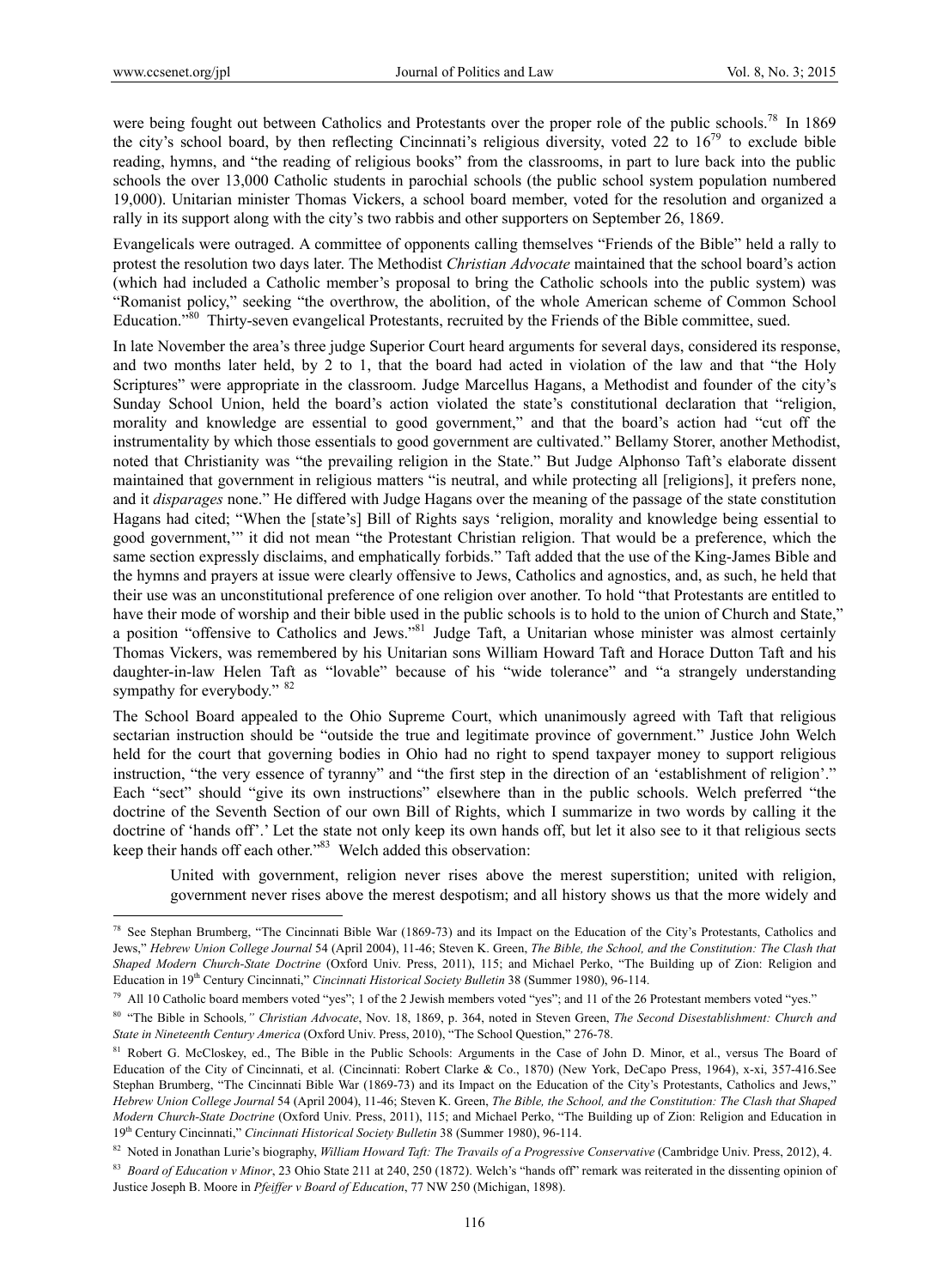were being fought out between Catholics and Protestants over the proper role of the public schools.[78] In 1869 the city's school board, by then reflecting Cincinnati's religious diversity, voted 22 to 16[79] to exclude bible reading, hymns, and "the reading of religious books" from the classrooms, in part to lure back into the public schools the over 13,000 Catholic students in parochial schools (the public school system population numbered 19,000). Unitarian minister Thomas Vickers, a school board member, voted for the resolution and organized a rally in its support along with the city's two rabbis and other supporters on September 26, 1869.

Evangelicals were outraged. A committee of opponents calling themselves "Friends of the Bible" held a rally to protest the resolution two days later. The Methodist *Christian Advocate* maintained that the school board's action (which had included a Catholic member's proposal to bring the Catholic schools into the public system) was "Romanist policy," seeking "the overthrow, the abolition, of the whole American scheme of Common School Education."[80] Thirty-seven evangelical Protestants, recruited by the Friends of the Bible committee, sued.

In late November the area's three judge Superior Court heard arguments for several days, considered its response, and two months later held, by 2 to 1, that the board had acted in violation of the law and that "the Holy Scriptures" were appropriate in the classroom. Judge Marcellus Hagans, a Methodist and founder of the city's Sunday School Union, held the board's action violated the state's constitutional declaration that "religion, morality and knowledge are essential to good government," and that the board's action had "cut off the instrumentality by which those essentials to good government are cultivated." Bellamy Storer, another Methodist, noted that Christianity was "the prevailing religion in the State." But Judge Alphonso Taft's elaborate dissent maintained that government in religious matters "is neutral, and while protecting all [religions], it prefers none, and it *disparages* none." He differed with Judge Hagans over the meaning of the passage of the state constitution Hagans had cited; "When the [state's] Bill of Rights says 'religion, morality and knowledge being essential to good government,'" it did not mean "the Protestant Christian religion. That would be a preference, which the same section expressly disclaims, and emphatically forbids." Taft added that the use of the King-James Bible and the hymns and prayers at issue were clearly offensive to Jews, Catholics and agnostics, and, as such, he held that their use was an unconstitutional preference of one religion over another. To hold "that Protestants are entitled to have their mode of worship and their bible used in the public schools is to hold to the union of Church and State," a position "offensive to Catholics and Jews."[81] Judge Taft, a Unitarian whose minister was almost certainly Thomas Vickers, was remembered by his Unitarian sons William Howard Taft and Horace Dutton Taft and his daughter-in-law Helen Taft as "lovable" because of his "wide tolerance" and "a strangely understanding sympathy for everybody." [82]

The School Board appealed to the Ohio Supreme Court, which unanimously agreed with Taft that religious sectarian instruction should be "outside the true and legitimate province of government." Justice John Welch held for the court that governing bodies in Ohio had no right to spend taxpayer money to support religious instruction, "the very essence of tyranny" and "the first step in the direction of an 'establishment of religion'." Each "sect" should "give its own instructions" elsewhere than in the public schools. Welch preferred "the doctrine of the Seventh Section of our own Bill of Rights, which I summarize in two words by calling it the doctrine of 'hands off'.' Let the state not only keep its own hands off, but let it also see to it that religious sects keep their hands off each other."[83] Welch added this observation:

> United with government, religion never rises above the merest superstition; united with religion, government never rises above the merest despotism; and all history shows us that the more widely and

---

[78] See Stephan Brumberg, "The Cincinnati Bible War (1869-73) and its Impact on the Education of the City's Protestants, Catholics and Jews," *Hebrew Union College Journal* 54 (April 2004), 11-46; Steven K. Green, *The Bible, the School, and the Constitution: The Clash that Shaped Modern Church-State Doctrine* (Oxford Univ. Press, 2011), 115; and Michael Perko, "The Building up of Zion: Religion and Education in 19th Century Cincinnati," *Cincinnati Historical Society Bulletin* 38 (Summer 1980), 96-114.

[79] All 10 Catholic board members voted "yes"; 1 of the 2 Jewish members voted "yes"; and 11 of the 26 Protestant members voted "yes."

[80] "The Bible in Schools*," Christian Advocate*, Nov. 18, 1869, p. 364, noted in Steven Green, *The Second Disestablishment: Church and State in Nineteenth Century America* (Oxford Univ. Press, 2010), "The School Question," 276-78.

[81] Robert G. McCloskey, ed., The Bible in the Public Schools: Arguments in the Case of John D. Minor, et al., versus The Board of Education of the City of Cincinnati, et al. (Cincinnati: Robert Clarke & Co., 1870) (New York, DeCapo Press, 1964), x-xi, 357-416.See Stephan Brumberg, "The Cincinnati Bible War (1869-73) and its Impact on the Education of the City's Protestants, Catholics and Jews," *Hebrew Union College Journal* 54 (April 2004), 11-46; Steven K. Green, *The Bible, the School, and the Constitution: The Clash that Shaped Modern Church-State Doctrine* (Oxford Univ. Press, 2011), 115; and Michael Perko, "The Building up of Zion: Religion and Education in 19th Century Cincinnati," *Cincinnati Historical Society Bulletin* 38 (Summer 1980), 96-114.

[82] Noted in Jonathan Lurie's biography, *William Howard Taft: The Travails of a Progressive Conservative* (Cambridge Univ. Press, 2012), 4.

[83] *Board of Education v Minor*, 23 Ohio State 211 at 240, 250 (1872). Welch's "hands off" remark was reiterated in the dissenting opinion of Justice Joseph B. Moore in *Pfeiffer v Board of Education*, 77 NW 250 (Michigan, 1898).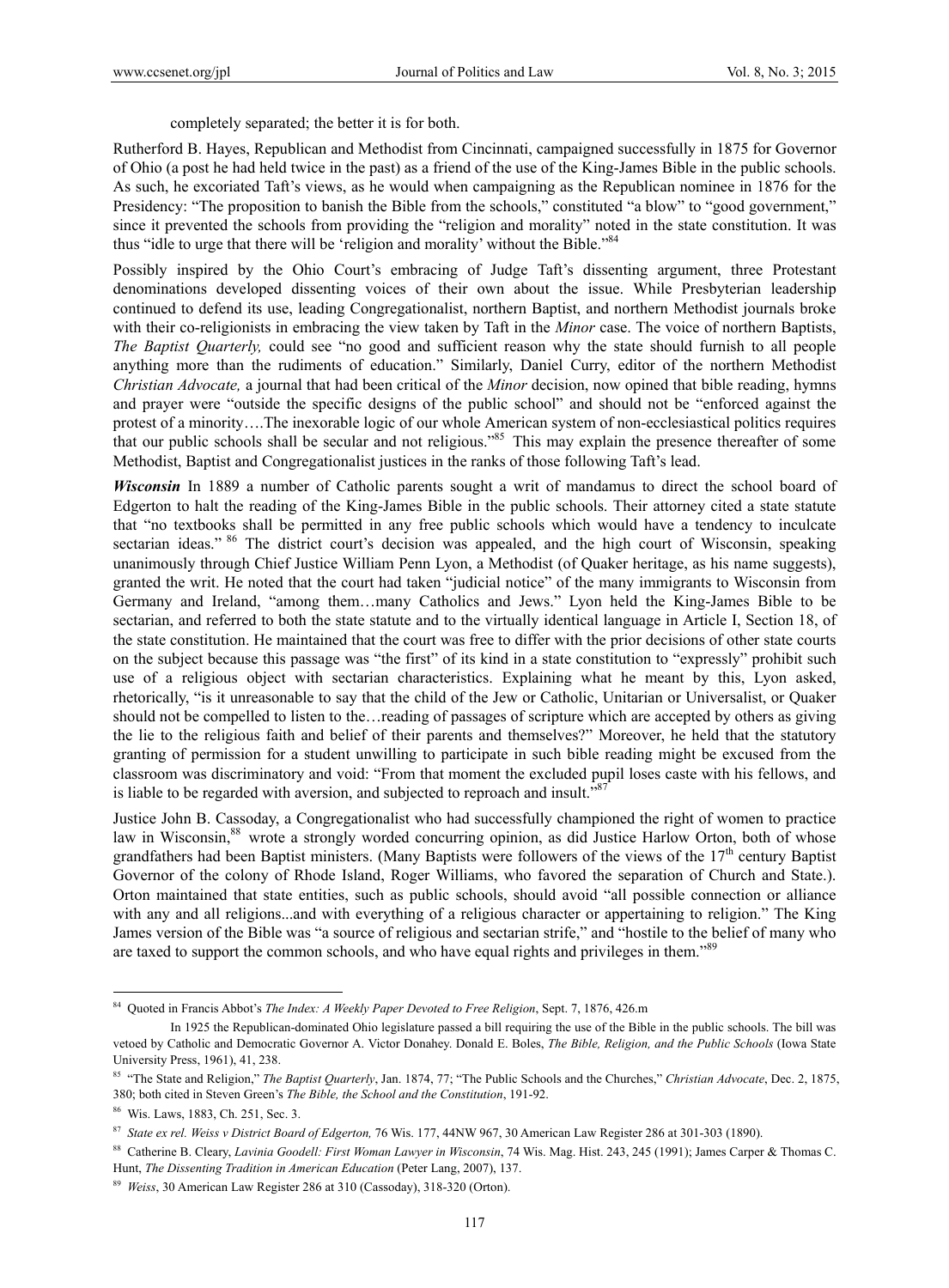completely separated; the better it is for both.

Rutherford B. Hayes, Republican and Methodist from Cincinnati, campaigned successfully in 1875 for Governor of Ohio (a post he had held twice in the past) as a friend of the use of the King-James Bible in the public schools. As such, he excoriated Taft's views, as he would when campaigning as the Republican nominee in 1876 for the Presidency: "The proposition to banish the Bible from the schools," constituted "a blow" to "good government," since it prevented the schools from providing the "religion and morality" noted in the state constitution. It was thus "idle to urge that there will be 'religion and morality' without the Bible."[84]

Possibly inspired by the Ohio Court's embracing of Judge Taft's dissenting argument, three Protestant denominations developed dissenting voices of their own about the issue. While Presbyterian leadership continued to defend its use, leading Congregationalist, northern Baptist, and northern Methodist journals broke with their co-religionists in embracing the view taken by Taft in the *Minor* case. The voice of northern Baptists, *The Baptist Quarterly,* could see "no good and sufficient reason why the state should furnish to all people anything more than the rudiments of education." Similarly, Daniel Curry, editor of the northern Methodist *Christian Advocate,* a journal that had been critical of the *Minor* decision, now opined that bible reading, hymns and prayer were "outside the specific designs of the public school" and should not be "enforced against the protest of a minority….The inexorable logic of our whole American system of non-ecclesiastical politics requires that our public schools shall be secular and not religious."[85] This may explain the presence thereafter of some Methodist, Baptist and Congregationalist justices in the ranks of those following Taft's lead.

***Wisconsin*** In 1889 a number of Catholic parents sought a writ of mandamus to direct the school board of Edgerton to halt the reading of the King-James Bible in the public schools. Their attorney cited a state statute that "no textbooks shall be permitted in any free public schools which would have a tendency to inculcate sectarian ideas."[86] The district court's decision was appealed, and the high court of Wisconsin, speaking unanimously through Chief Justice William Penn Lyon, a Methodist (of Quaker heritage, as his name suggests), granted the writ. He noted that the court had taken "judicial notice" of the many immigrants to Wisconsin from Germany and Ireland, "among them…many Catholics and Jews." Lyon held the King-James Bible to be sectarian, and referred to both the state statute and to the virtually identical language in Article I, Section 18, of the state constitution. He maintained that the court was free to differ with the prior decisions of other state courts on the subject because this passage was "the first" of its kind in a state constitution to "expressly" prohibit such use of a religious object with sectarian characteristics. Explaining what he meant by this, Lyon asked, rhetorically, "is it unreasonable to say that the child of the Jew or Catholic, Unitarian or Universalist, or Quaker should not be compelled to listen to the…reading of passages of scripture which are accepted by others as giving the lie to the religious faith and belief of their parents and themselves?" Moreover, he held that the statutory granting of permission for a student unwilling to participate in such bible reading might be excused from the classroom was discriminatory and void: "From that moment the excluded pupil loses caste with his fellows, and is liable to be regarded with aversion, and subjected to reproach and insult."[87]

Justice John B. Cassoday, a Congregationalist who had successfully championed the right of women to practice law in Wisconsin,[88] wrote a strongly worded concurring opinion, as did Justice Harlow Orton, both of whose grandfathers had been Baptist ministers. (Many Baptists were followers of the views of the 17th century Baptist Governor of the colony of Rhode Island, Roger Williams, who favored the separation of Church and State.). Orton maintained that state entities, such as public schools, should avoid "all possible connection or alliance with any and all religions...and with everything of a religious character or appertaining to religion." The King James version of the Bible was "a source of religious and sectarian strife," and "hostile to the belief of many who are taxed to support the common schools, and who have equal rights and privileges in them."[89]

---

[84] Quoted in Francis Abbot's *The Index: A Weekly Paper Devoted to Free Religion*, Sept. 7, 1876, 426.m

In 1925 the Republican-dominated Ohio legislature passed a bill requiring the use of the Bible in the public schools. The bill was vetoed by Catholic and Democratic Governor A. Victor Donahey. Donald E. Boles, *The Bible, Religion, and the Public Schools* (Iowa State University Press, 1961), 41, 238.

[85] "The State and Religion," *The Baptist Quarterly*, Jan. 1874, 77; "The Public Schools and the Churches," *Christian Advocate*, Dec. 2, 1875, 380; both cited in Steven Green's *The Bible, the School and the Constitution*, 191-92.

[86] Wis. Laws, 1883, Ch. 251, Sec. 3.

[87] *State ex rel. Weiss v District Board of Edgerton,* 76 Wis. 177, 44NW 967, 30 American Law Register 286 at 301-303 (1890).

[88] Catherine B. Cleary, *Lavinia Goodell: First Woman Lawyer in Wisconsin*, 74 Wis. Mag. Hist. 243, 245 (1991); James Carper & Thomas C. Hunt, *The Dissenting Tradition in American Education* (Peter Lang, 2007), 137.

[89] *Weiss*, 30 American Law Register 286 at 310 (Cassoday), 318-320 (Orton).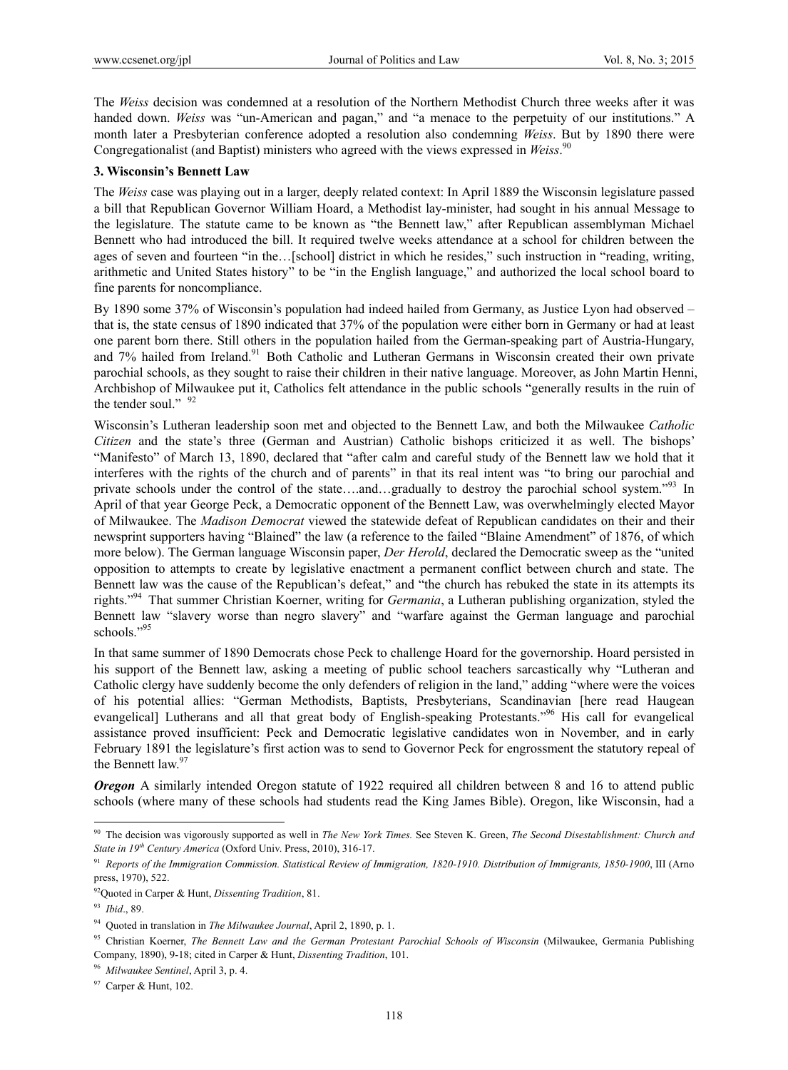The *Weiss* decision was condemned at a resolution of the Northern Methodist Church three weeks after it was handed down. *Weiss* was "un-American and pagan," and "a menace to the perpetuity of our institutions." A month later a Presbyterian conference adopted a resolution also condemning *Weiss*. But by 1890 there were Congregationalist (and Baptist) ministers who agreed with the views expressed in *Weiss*.[90]

### 3. Wisconsin's Bennett Law

The *Weiss* case was playing out in a larger, deeply related context: In April 1889 the Wisconsin legislature passed a bill that Republican Governor William Hoard, a Methodist lay-minister, had sought in his annual Message to the legislature. The statute came to be known as "the Bennett law," after Republican assemblyman Michael Bennett who had introduced the bill. It required twelve weeks attendance at a school for children between the ages of seven and fourteen "in the…[school] district in which he resides," such instruction in "reading, writing, arithmetic and United States history" to be "in the English language," and authorized the local school board to fine parents for noncompliance.

By 1890 some 37% of Wisconsin's population had indeed hailed from Germany, as Justice Lyon had observed – that is, the state census of 1890 indicated that 37% of the population were either born in Germany or had at least one parent born there. Still others in the population hailed from the German-speaking part of Austria-Hungary, and 7% hailed from Ireland.[91] Both Catholic and Lutheran Germans in Wisconsin created their own private parochial schools, as they sought to raise their children in their native language. Moreover, as John Martin Henni, Archbishop of Milwaukee put it, Catholics felt attendance in the public schools "generally results in the ruin of the tender soul." [92]

Wisconsin's Lutheran leadership soon met and objected to the Bennett Law, and both the Milwaukee *Catholic Citizen* and the state's three (German and Austrian) Catholic bishops criticized it as well. The bishops' "Manifesto" of March 13, 1890, declared that "after calm and careful study of the Bennett law we hold that it interferes with the rights of the church and of parents" in that its real intent was "to bring our parochial and private schools under the control of the state….and…gradually to destroy the parochial school system."[93] In April of that year George Peck, a Democratic opponent of the Bennett Law, was overwhelmingly elected Mayor of Milwaukee. The *Madison Democrat* viewed the statewide defeat of Republican candidates on their and their newsprint supporters having "Blained" the law (a reference to the failed "Blaine Amendment" of 1876, of which more below). The German language Wisconsin paper, *Der Herold*, declared the Democratic sweep as the "united opposition to attempts to create by legislative enactment a permanent conflict between church and state. The Bennett law was the cause of the Republican's defeat," and "the church has rebuked the state in its attempts its rights."[94] That summer Christian Koerner, writing for *Germania*, a Lutheran publishing organization, styled the Bennett law "slavery worse than negro slavery" and "warfare against the German language and parochial schools."[95]

In that same summer of 1890 Democrats chose Peck to challenge Hoard for the governorship. Hoard persisted in his support of the Bennett law, asking a meeting of public school teachers sarcastically why "Lutheran and Catholic clergy have suddenly become the only defenders of religion in the land," adding "where were the voices of his potential allies: "German Methodists, Baptists, Presbyterians, Scandinavian [here read Haugean evangelical] Lutherans and all that great body of English-speaking Protestants."[96] His call for evangelical assistance proved insufficient: Peck and Democratic legislative candidates won in November, and in early February 1891 the legislature's first action was to send to Governor Peck for engrossment the statutory repeal of the Bennett law.[97]

***Oregon*** A similarly intended Oregon statute of 1922 required all children between 8 and 16 to attend public schools (where many of these schools had students read the King James Bible). Oregon, like Wisconsin, had a

---

[90] The decision was vigorously supported as well in *The New York Times.* See Steven K. Green, *The Second Disestablishment: Church and State in 19th Century America* (Oxford Univ. Press, 2010), 316-17.

[91] *Reports of the Immigration Commission. Statistical Review of Immigration, 1820-1910. Distribution of Immigrants, 1850-1900*, III (Arno press, 1970), 522.

[92] Quoted in Carper & Hunt, *Dissenting Tradition*, 81.

[93] *Ibid*., 89.

[94] Quoted in translation in *The Milwaukee Journal*, April 2, 1890, p. 1.

[95] Christian Koerner, *The Bennett Law and the German Protestant Parochial Schools of Wisconsin* (Milwaukee, Germania Publishing Company, 1890), 9-18; cited in Carper & Hunt, *Dissenting Tradition*, 101.

[96] *Milwaukee Sentinel*, April 3, p. 4.

[97] Carper & Hunt, 102.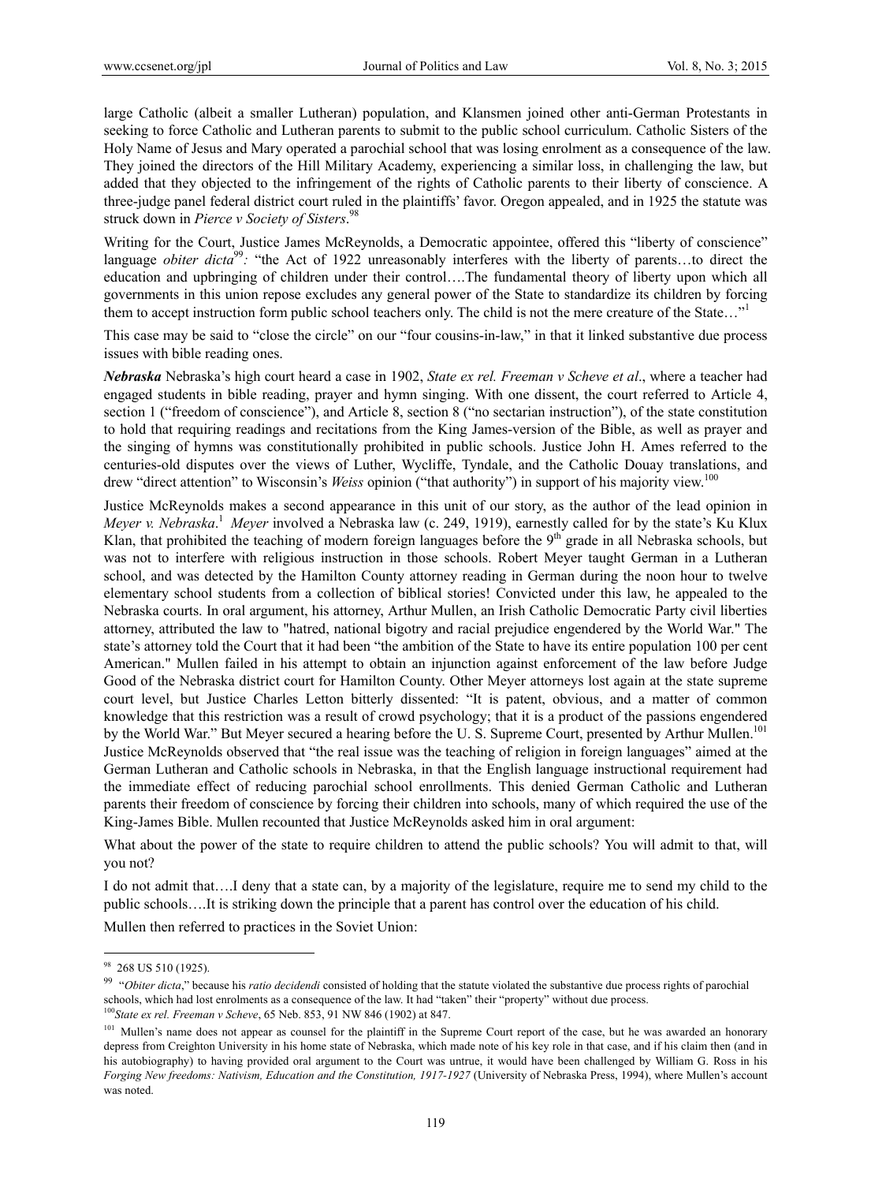large Catholic (albeit a smaller Lutheran) population, and Klansmen joined other anti-German Protestants in seeking to force Catholic and Lutheran parents to submit to the public school curriculum. Catholic Sisters of the Holy Name of Jesus and Mary operated a parochial school that was losing enrolment as a consequence of the law. They joined the directors of the Hill Military Academy, experiencing a similar loss, in challenging the law, but added that they objected to the infringement of the rights of Catholic parents to their liberty of conscience. A three-judge panel federal district court ruled in the plaintiffs' favor. Oregon appealed, and in 1925 the statute was struck down in *Pierce v Society of Sisters*.[98]

Writing for the Court, Justice James McReynolds, a Democratic appointee, offered this "liberty of conscience" language *obiter dicta*[99]*:* "the Act of 1922 unreasonably interferes with the liberty of parents…to direct the education and upbringing of children under their control….The fundamental theory of liberty upon which all governments in this union repose excludes any general power of the State to standardize its children by forcing them to accept instruction form public school teachers only. The child is not the mere creature of the State…"[1]

This case may be said to "close the circle" on our "four cousins-in-law," in that it linked substantive due process issues with bible reading ones.

***Nebraska*** Nebraska's high court heard a case in 1902, *State ex rel. Freeman v Scheve et al*., where a teacher had engaged students in bible reading, prayer and hymn singing. With one dissent, the court referred to Article 4, section 1 ("freedom of conscience"), and Article 8, section 8 ("no sectarian instruction"), of the state constitution to hold that requiring readings and recitations from the King James-version of the Bible, as well as prayer and the singing of hymns was constitutionally prohibited in public schools. Justice John H. Ames referred to the centuries-old disputes over the views of Luther, Wycliffe, Tyndale, and the Catholic Douay translations, and drew "direct attention" to Wisconsin's *Weiss* opinion ("that authority") in support of his majority view.[100]

Justice McReynolds makes a second appearance in this unit of our story, as the author of the lead opinion in *Meyer v. Nebraska*.[1] *Meyer* involved a Nebraska law (c. 249, 1919), earnestly called for by the state's Ku Klux Klan, that prohibited the teaching of modern foreign languages before the 9th grade in all Nebraska schools, but was not to interfere with religious instruction in those schools. Robert Meyer taught German in a Lutheran school, and was detected by the Hamilton County attorney reading in German during the noon hour to twelve elementary school students from a collection of biblical stories! Convicted under this law, he appealed to the Nebraska courts. In oral argument, his attorney, Arthur Mullen, an Irish Catholic Democratic Party civil liberties attorney, attributed the law to "hatred, national bigotry and racial prejudice engendered by the World War." The state's attorney told the Court that it had been "the ambition of the State to have its entire population 100 per cent American." Mullen failed in his attempt to obtain an injunction against enforcement of the law before Judge Good of the Nebraska district court for Hamilton County. Other Meyer attorneys lost again at the state supreme court level, but Justice Charles Letton bitterly dissented: "It is patent, obvious, and a matter of common knowledge that this restriction was a result of crowd psychology; that it is a product of the passions engendered by the World War." But Meyer secured a hearing before the U. S. Supreme Court, presented by Arthur Mullen.[101] Justice McReynolds observed that "the real issue was the teaching of religion in foreign languages" aimed at the German Lutheran and Catholic schools in Nebraska, in that the English language instructional requirement had the immediate effect of reducing parochial school enrollments. This denied German Catholic and Lutheran parents their freedom of conscience by forcing their children into schools, many of which required the use of the King-James Bible. Mullen recounted that Justice McReynolds asked him in oral argument:

What about the power of the state to require children to attend the public schools? You will admit to that, will you not?

I do not admit that….I deny that a state can, by a majority of the legislature, require me to send my child to the public schools….It is striking down the principle that a parent has control over the education of his child.

Mullen then referred to practices in the Soviet Union:

---

[98] 268 US 510 (1925).

[99] "*Obiter dicta*," because his *ratio decidendi* consisted of holding that the statute violated the substantive due process rights of parochial schools, which had lost enrolments as a consequence of the law. It had "taken" their "property" without due process.

[100] *State ex rel. Freeman v Scheve*, 65 Neb. 853, 91 NW 846 (1902) at 847.

[101] Mullen's name does not appear as counsel for the plaintiff in the Supreme Court report of the case, but he was awarded an honorary depress from Creighton University in his home state of Nebraska, which made note of his key role in that case, and if his claim then (and in his autobiography) to having provided oral argument to the Court was untrue, it would have been challenged by William G. Ross in his *Forging New freedoms: Nativism, Education and the Constitution, 1917-1927* (University of Nebraska Press, 1994), where Mullen's account was noted.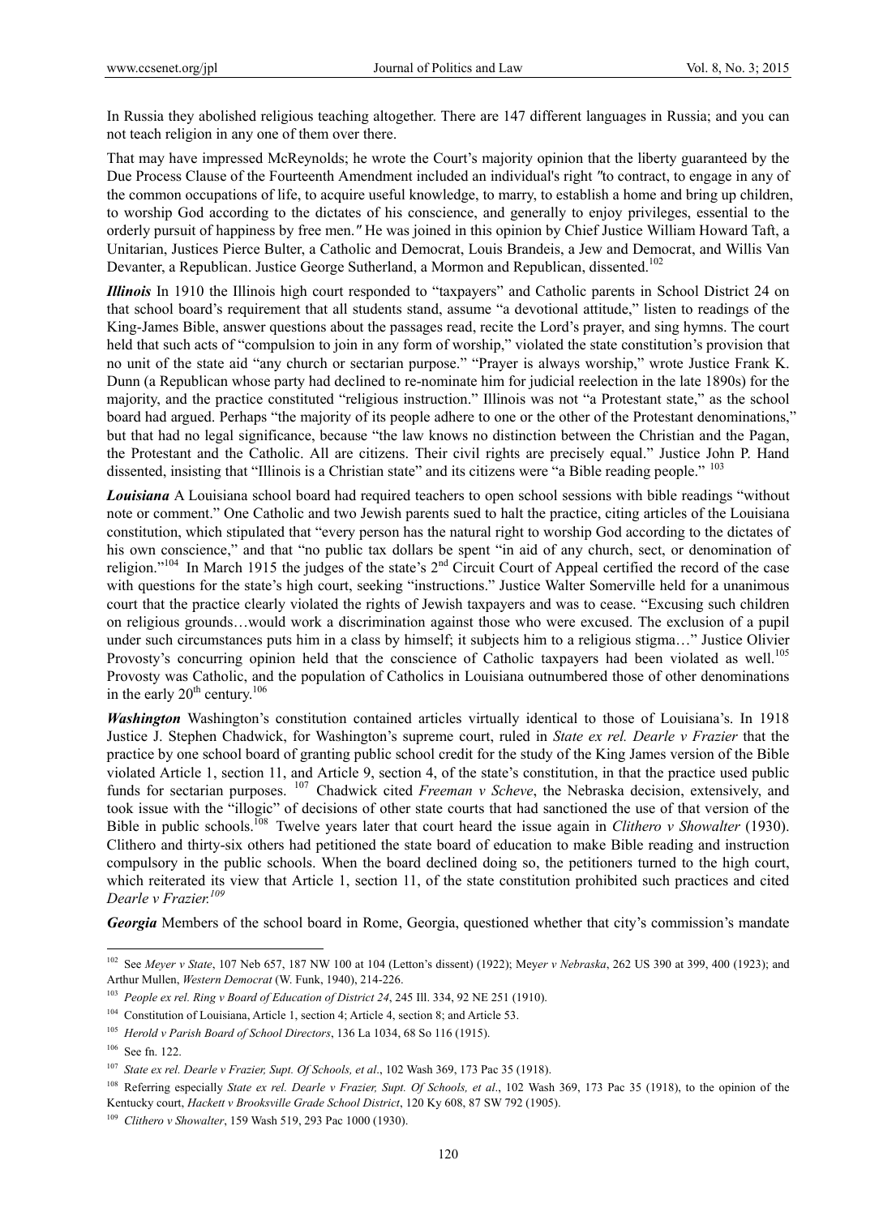In Russia they abolished religious teaching altogether. There are 147 different languages in Russia; and you can not teach religion in any one of them over there.

That may have impressed McReynolds; he wrote the Court's majority opinion that the liberty guaranteed by the Due Process Clause of the Fourteenth Amendment included an individual's right ″to contract, to engage in any of the common occupations of life, to acquire useful knowledge, to marry, to establish a home and bring up children, to worship God according to the dictates of his conscience, and generally to enjoy privileges, essential to the orderly pursuit of happiness by free men.″ He was joined in this opinion by Chief Justice William Howard Taft, a Unitarian, Justices Pierce Bulter, a Catholic and Democrat, Louis Brandeis, a Jew and Democrat, and Willis Van Devanter, a Republican. Justice George Sutherland, a Mormon and Republican, dissented.[102]

***Illinois*** In 1910 the Illinois high court responded to "taxpayers" and Catholic parents in School District 24 on that school board's requirement that all students stand, assume "a devotional attitude," listen to readings of the King-James Bible, answer questions about the passages read, recite the Lord's prayer, and sing hymns. The court held that such acts of "compulsion to join in any form of worship," violated the state constitution's provision that no unit of the state aid "any church or sectarian purpose." "Prayer is always worship," wrote Justice Frank K. Dunn (a Republican whose party had declined to re-nominate him for judicial reelection in the late 1890s) for the majority, and the practice constituted "religious instruction." Illinois was not "a Protestant state," as the school board had argued. Perhaps "the majority of its people adhere to one or the other of the Protestant denominations," but that had no legal significance, because "the law knows no distinction between the Christian and the Pagan, the Protestant and the Catholic. All are citizens. Their civil rights are precisely equal." Justice John P. Hand dissented, insisting that "Illinois is a Christian state" and its citizens were "a Bible reading people." [103]

***Louisiana*** A Louisiana school board had required teachers to open school sessions with bible readings "without note or comment." One Catholic and two Jewish parents sued to halt the practice, citing articles of the Louisiana constitution, which stipulated that "every person has the natural right to worship God according to the dictates of his own conscience," and that "no public tax dollars be spent "in aid of any church, sect, or denomination of religion."[104] In March 1915 the judges of the state's 2nd Circuit Court of Appeal certified the record of the case with questions for the state's high court, seeking "instructions." Justice Walter Somerville held for a unanimous court that the practice clearly violated the rights of Jewish taxpayers and was to cease. "Excusing such children on religious grounds…would work a discrimination against those who were excused. The exclusion of a pupil under such circumstances puts him in a class by himself; it subjects him to a religious stigma…" Justice Olivier Provosty's concurring opinion held that the conscience of Catholic taxpayers had been violated as well.[105] Provosty was Catholic, and the population of Catholics in Louisiana outnumbered those of other denominations in the early 20th century.[106]

***Washington*** Washington's constitution contained articles virtually identical to those of Louisiana's. In 1918 Justice J. Stephen Chadwick, for Washington's supreme court, ruled in *State ex rel. Dearle v Frazier* that the practice by one school board of granting public school credit for the study of the King James version of the Bible violated Article 1, section 11, and Article 9, section 4, of the state's constitution, in that the practice used public funds for sectarian purposes. [107] Chadwick cited *Freeman v Scheve*, the Nebraska decision, extensively, and took issue with the "illogic" of decisions of other state courts that had sanctioned the use of that version of the Bible in public schools.[108] Twelve years later that court heard the issue again in *Clithero v Showalter* (1930). Clithero and thirty-six others had petitioned the state board of education to make Bible reading and instruction compulsory in the public schools. When the board declined doing so, the petitioners turned to the high court, which reiterated its view that Article 1, section 11, of the state constitution prohibited such practices and cited *Dearle v Frazier.*[109]

***Georgia*** Members of the school board in Rome, Georgia, questioned whether that city's commission's mandate

---

[102] See *Meyer v State*, 107 Neb 657, 187 NW 100 at 104 (Letton's dissent) (1922); Mey*er v Nebraska*, 262 US 390 at 399, 400 (1923); and Arthur Mullen, *Western Democrat* (W. Funk, 1940), 214-226.

[103] *People ex rel. Ring v Board of Education of District 24*, 245 Ill. 334, 92 NE 251 (1910).

[104] Constitution of Louisiana, Article 1, section 4; Article 4, section 8; and Article 53.

[105] *Herold v Parish Board of School Directors*, 136 La 1034, 68 So 116 (1915).

[106] See fn. 122.

[107] *State ex rel. Dearle v Frazier, Supt. Of Schools, et al*., 102 Wash 369, 173 Pac 35 (1918).

[108] Referring especially *State ex rel. Dearle v Frazier, Supt. Of Schools, et al*., 102 Wash 369, 173 Pac 35 (1918), to the opinion of the Kentucky court, *Hackett v Brooksville Grade School District*, 120 Ky 608, 87 SW 792 (1905).

[109] *Clithero v Showalter*, 159 Wash 519, 293 Pac 1000 (1930).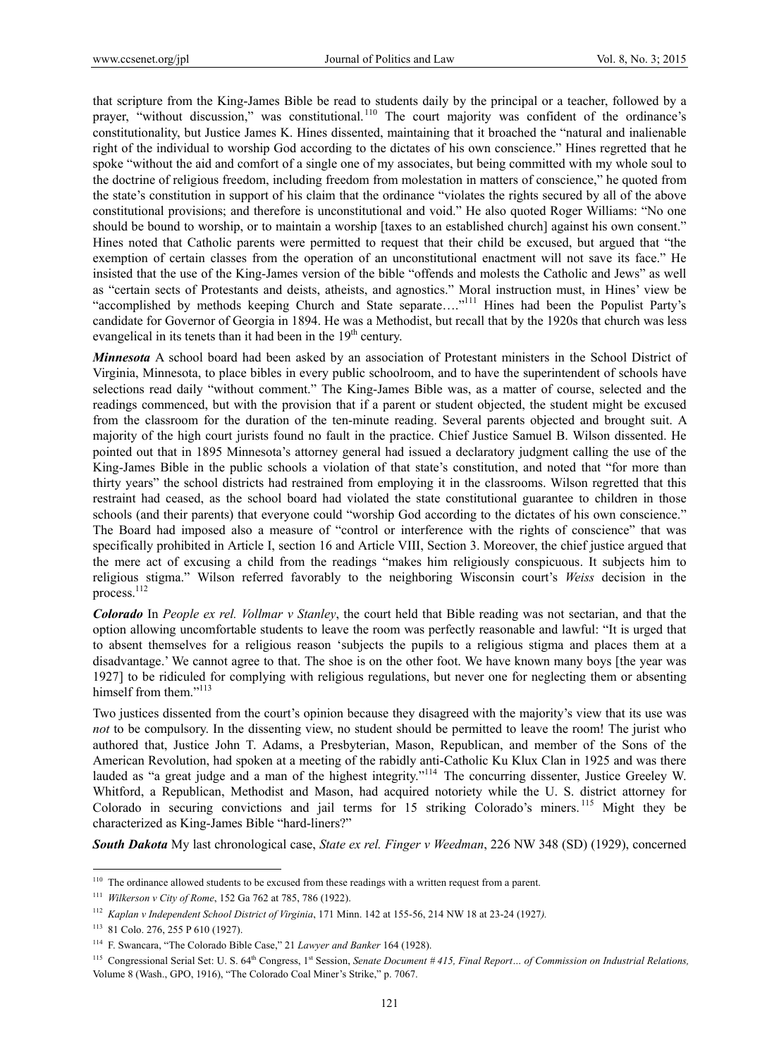that scripture from the King-James Bible be read to students daily by the principal or a teacher, followed by a prayer, "without discussion," was constitutional.[110] The court majority was confident of the ordinance's constitutionality, but Justice James K. Hines dissented, maintaining that it broached the "natural and inalienable right of the individual to worship God according to the dictates of his own conscience." Hines regretted that he spoke "without the aid and comfort of a single one of my associates, but being committed with my whole soul to the doctrine of religious freedom, including freedom from molestation in matters of conscience," he quoted from the state's constitution in support of his claim that the ordinance "violates the rights secured by all of the above constitutional provisions; and therefore is unconstitutional and void." He also quoted Roger Williams: "No one should be bound to worship, or to maintain a worship [taxes to an established church] against his own consent." Hines noted that Catholic parents were permitted to request that their child be excused, but argued that "the exemption of certain classes from the operation of an unconstitutional enactment will not save its face." He insisted that the use of the King-James version of the bible "offends and molests the Catholic and Jews" as well as "certain sects of Protestants and deists, atheists, and agnostics." Moral instruction must, in Hines' view be "accomplished by methods keeping Church and State separate…."[111] Hines had been the Populist Party's candidate for Governor of Georgia in 1894. He was a Methodist, but recall that by the 1920s that church was less evangelical in its tenets than it had been in the 19th century.

***Minnesota*** A school board had been asked by an association of Protestant ministers in the School District of Virginia, Minnesota, to place bibles in every public schoolroom, and to have the superintendent of schools have selections read daily "without comment." The King-James Bible was, as a matter of course, selected and the readings commenced, but with the provision that if a parent or student objected, the student might be excused from the classroom for the duration of the ten-minute reading. Several parents objected and brought suit. A majority of the high court jurists found no fault in the practice. Chief Justice Samuel B. Wilson dissented. He pointed out that in 1895 Minnesota's attorney general had issued a declaratory judgment calling the use of the King-James Bible in the public schools a violation of that state's constitution, and noted that "for more than thirty years" the school districts had restrained from employing it in the classrooms. Wilson regretted that this restraint had ceased, as the school board had violated the state constitutional guarantee to children in those schools (and their parents) that everyone could "worship God according to the dictates of his own conscience." The Board had imposed also a measure of "control or interference with the rights of conscience" that was specifically prohibited in Article I, section 16 and Article VIII, Section 3. Moreover, the chief justice argued that the mere act of excusing a child from the readings "makes him religiously conspicuous. It subjects him to religious stigma." Wilson referred favorably to the neighboring Wisconsin court's *Weiss* decision in the process.[112]

***Colorado*** In *People ex rel. Vollmar v Stanley*, the court held that Bible reading was not sectarian, and that the option allowing uncomfortable students to leave the room was perfectly reasonable and lawful: "It is urged that to absent themselves for a religious reason 'subjects the pupils to a religious stigma and places them at a disadvantage.' We cannot agree to that. The shoe is on the other foot. We have known many boys [the year was 1927] to be ridiculed for complying with religious regulations, but never one for neglecting them or absenting himself from them."[113]

Two justices dissented from the court's opinion because they disagreed with the majority's view that its use was *not* to be compulsory. In the dissenting view, no student should be permitted to leave the room! The jurist who authored that, Justice John T. Adams, a Presbyterian, Mason, Republican, and member of the Sons of the American Revolution, had spoken at a meeting of the rabidly anti-Catholic Ku Klux Clan in 1925 and was there lauded as "a great judge and a man of the highest integrity."[114] The concurring dissenter, Justice Greeley W. Whitford, a Republican, Methodist and Mason, had acquired notoriety while the U. S. district attorney for Colorado in securing convictions and jail terms for 15 striking Colorado's miners.[115] Might they be characterized as King-James Bible "hard-liners?"

***South Dakota*** My last chronological case, *State ex rel. Finger v Weedman*, 226 NW 348 (SD) (1929), concerned

---

[110] The ordinance allowed students to be excused from these readings with a written request from a parent.

[111] *Wilkerson v City of Rome*, 152 Ga 762 at 785, 786 (1922).

[112] *Kaplan v Independent School District of Virginia*, 171 Minn. 142 at 155-56, 214 NW 18 at 23-24 (1927).

[113] 81 Colo. 276, 255 P 610 (1927).

[114] F. Swancara, "The Colorado Bible Case," 21 *Lawyer and Banker* 164 (1928).

[115] Congressional Serial Set: U. S. 64th Congress, 1st Session, *Senate Document # 415, Final Report… of Commission on Industrial Relations,* Volume 8 (Wash., GPO, 1916), "The Colorado Coal Miner's Strike," p. 7067.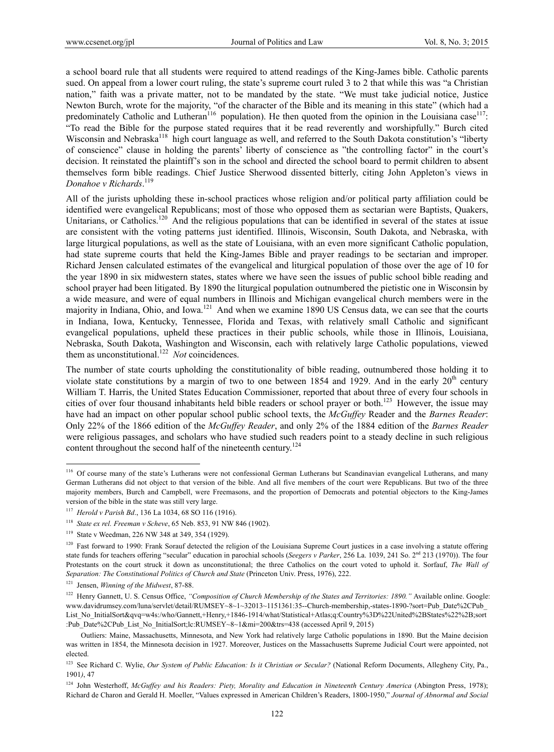a school board rule that all students were required to attend readings of the King-James bible. Catholic parents sued. On appeal from a lower court ruling, the state's supreme court ruled 3 to 2 that while this was "a Christian nation," faith was a private matter, not to be mandated by the state. "We must take judicial notice, Justice Newton Burch, wrote for the majority, "of the character of the Bible and its meaning in this state" (which had a predominately Catholic and Lutheran[116] population). He then quoted from the opinion in the Louisiana case[117]: "To read the Bible for the purpose stated requires that it be read reverently and worshipfully." Burch cited Wisconsin and Nebraska[118] high court language as well, and referred to the South Dakota constitution's "liberty of conscience" clause in holding the parents' liberty of conscience as "the controlling factor" in the court's decision. It reinstated the plaintiff's son in the school and directed the school board to permit children to absent themselves form bible readings. Chief Justice Sherwood dissented bitterly, citing John Appleton's views in *Donahoe v Richards*.[119]

All of the jurists upholding these in-school practices whose religion and/or political party affiliation could be identified were evangelical Republicans; most of those who opposed them as sectarian were Baptists, Quakers, Unitarians, or Catholics.[120] And the religious populations that can be identified in several of the states at issue are consistent with the voting patterns just identified. Illinois, Wisconsin, South Dakota, and Nebraska, with large liturgical populations, as well as the state of Louisiana, with an even more significant Catholic population, had state supreme courts that held the King-James Bible and prayer readings to be sectarian and improper. Richard Jensen calculated estimates of the evangelical and liturgical population of those over the age of 10 for the year 1890 in six midwestern states, states where we have seen the issues of public school bible reading and school prayer had been litigated. By 1890 the liturgical population outnumbered the pietistic one in Wisconsin by a wide measure, and were of equal numbers in Illinois and Michigan evangelical church members were in the majority in Indiana, Ohio, and Iowa.[121] And when we examine 1890 US Census data, we can see that the courts in Indiana, Iowa, Kentucky, Tennessee, Florida and Texas, with relatively small Catholic and significant evangelical populations, upheld these practices in their public schools, while those in Illinois, Louisiana, Nebraska, South Dakota, Washington and Wisconsin, each with relatively large Catholic populations, viewed them as unconstitutional.[122] *Not* coincidences.

The number of state courts upholding the constitutionality of bible reading, outnumbered those holding it to violate state constitutions by a margin of two to one between 1854 and 1929. And in the early 20th century William T. Harris, the United States Education Commissioner, reported that about three of every four schools in cities of over four thousand inhabitants held bible readers or school prayer or both.[123] However, the issue may have had an impact on other popular school public school texts, the *McGuffey* Reader and the *Barnes Reader*: Only 22% of the 1866 edition of the *McGuffey Reader*, and only 2% of the 1884 edition of the *Barnes Reader* were religious passages, and scholars who have studied such readers point to a steady decline in such religious content throughout the second half of the nineteenth century.[124]

---

[116] Of course many of the state's Lutherans were not confessional German Lutherans but Scandinavian evangelical Lutherans, and many German Lutherans did not object to that version of the bible. And all five members of the court were Republicans. But two of the three majority members, Burch and Campbell, were Freemasons, and the proportion of Democrats and potential objectors to the King-James version of the bible in the state was still very large.

[117] *Herold v Parish Bd*., 136 La 1034, 68 SO 116 (1916).

[118] *State ex rel. Freeman v Scheve*, 65 Neb. 853, 91 NW 846 (1902).

[119] State v Weedman, 226 NW 348 at 349, 354 (1929).

[120] Fast forward to 1990: Frank Sorauf detected the religion of the Louisiana Supreme Court justices in a case involving a statute offering state funds for teachers offering "secular" education in parochial schools (*Seegers v Parker*, 256 La. 1039, 241 So. 2nd 213 (1970)). The four Protestants on the court struck it down as unconstitutional; the three Catholics on the court voted to uphold it. Sorfauf, *The Wall of Separation: The Constitutional Politics of Church and State* (Princeton Univ. Press, 1976), 222.

[121] Jensen, *Winning of the Midwest*, 87-88.

[122] Henry Gannett, U. S. Census Office, *"Composition of Church Membership of the States and Territories: 1890."* Available online. Google: www.davidrumsey.com/luna/servlet/detail/RUMSEY~8~1~32013~1151361:35--Church-membership,-states-1890-?sort=Pub_Date%2CPub_List_No_InitialSort&qvq=w4s:/who/Gannett,+Henry,+1846-1914/what/Statistical+Atlas;q:Country%3D%22United%2BStates%22%2B;sort:Pub_Date%2CPub_List_No_InitialSort;lc:RUMSEY~8~1&mi=200&trs=438 (accessed April 9, 2015)

Outliers: Maine, Massachusetts, Minnesota, and New York had relatively large Catholic populations in 1890. But the Maine decision was written in 1854, the Minnesota decision in 1927. Moreover, Justices on the Massachusetts Supreme Judicial Court were appointed, not elected.

[123] See Richard C. Wylie, *Our System of Public Education: Is it Christian or Secular?* (National Reform Documents, Allegheny City, Pa., 1901), 47

[124] John Westerhoff, *McGuffey and his Readers: Piety, Morality and Education in Nineteenth Century America* (Abington Press, 1978); Richard de Charon and Gerald H. Moeller, "Values expressed in American Children's Readers, 1800-1950," *Journal of Abnormal and Social*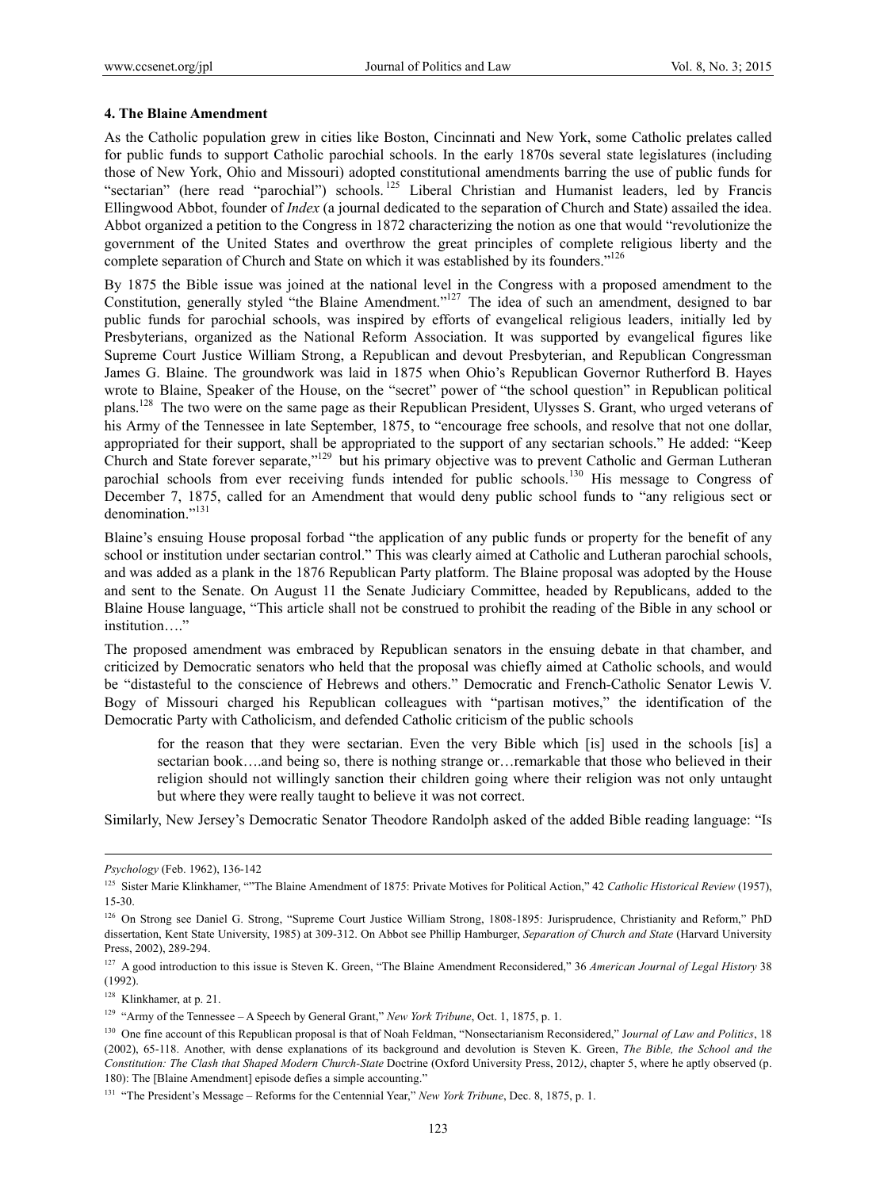#### 4. The Blaine Amendment

As the Catholic population grew in cities like Boston, Cincinnati and New York, some Catholic prelates called for public funds to support Catholic parochial schools. In the early 1870s several state legislatures (including those of New York, Ohio and Missouri) adopted constitutional amendments barring the use of public funds for "sectarian" (here read "parochial") schools.[125] Liberal Christian and Humanist leaders, led by Francis Ellingwood Abbot, founder of *Index* (a journal dedicated to the separation of Church and State) assailed the idea. Abbot organized a petition to the Congress in 1872 characterizing the notion as one that would "revolutionize the government of the United States and overthrow the great principles of complete religious liberty and the complete separation of Church and State on which it was established by its founders."[126]

By 1875 the Bible issue was joined at the national level in the Congress with a proposed amendment to the Constitution, generally styled "the Blaine Amendment."[127] The idea of such an amendment, designed to bar public funds for parochial schools, was inspired by efforts of evangelical religious leaders, initially led by Presbyterians, organized as the National Reform Association. It was supported by evangelical figures like Supreme Court Justice William Strong, a Republican and devout Presbyterian, and Republican Congressman James G. Blaine. The groundwork was laid in 1875 when Ohio's Republican Governor Rutherford B. Hayes wrote to Blaine, Speaker of the House, on the "secret" power of "the school question" in Republican political plans.[128] The two were on the same page as their Republican President, Ulysses S. Grant, who urged veterans of his Army of the Tennessee in late September, 1875, to "encourage free schools, and resolve that not one dollar, appropriated for their support, shall be appropriated to the support of any sectarian schools." He added: "Keep Church and State forever separate,"[129] but his primary objective was to prevent Catholic and German Lutheran parochial schools from ever receiving funds intended for public schools.[130] His message to Congress of December 7, 1875, called for an Amendment that would deny public school funds to "any religious sect or denomination."[131]

Blaine's ensuing House proposal forbad "the application of any public funds or property for the benefit of any school or institution under sectarian control." This was clearly aimed at Catholic and Lutheran parochial schools, and was added as a plank in the 1876 Republican Party platform. The Blaine proposal was adopted by the House and sent to the Senate. On August 11 the Senate Judiciary Committee, headed by Republicans, added to the Blaine House language, "This article shall not be construed to prohibit the reading of the Bible in any school or institution…."

The proposed amendment was embraced by Republican senators in the ensuing debate in that chamber, and criticized by Democratic senators who held that the proposal was chiefly aimed at Catholic schools, and would be "distasteful to the conscience of Hebrews and others." Democratic and French-Catholic Senator Lewis V. Bogy of Missouri charged his Republican colleagues with "partisan motives," the identification of the Democratic Party with Catholicism, and defended Catholic criticism of the public schools

> for the reason that they were sectarian. Even the very Bible which [is] used in the schools [is] a sectarian book….and being so, there is nothing strange or…remarkable that those who believed in their religion should not willingly sanction their children going where their religion was not only untaught but where they were really taught to believe it was not correct.

Similarly, New Jersey's Democratic Senator Theodore Randolph asked of the added Bible reading language: "Is

---

*Psychology* (Feb. 1962), 136-142

[125] Sister Marie Klinkhamer, ""The Blaine Amendment of 1875: Private Motives for Political Action," 42 *Catholic Historical Review* (1957), 15-30.

[126] On Strong see Daniel G. Strong, "Supreme Court Justice William Strong, 1808-1895: Jurisprudence, Christianity and Reform," PhD dissertation, Kent State University, 1985) at 309-312. On Abbot see Phillip Hamburger, *Separation of Church and State* (Harvard University Press, 2002), 289-294.

[127] A good introduction to this issue is Steven K. Green, "The Blaine Amendment Reconsidered," 36 *American Journal of Legal History* 38 (1992).

[128] Klinkhamer, at p. 21.

[129] "Army of the Tennessee – A Speech by General Grant," *New York Tribune*, Oct. 1, 1875, p. 1.

[130] One fine account of this Republican proposal is that of Noah Feldman, "Nonsectarianism Reconsidered," J*ournal of Law and Politics*, 18 (2002), 65-118. Another, with dense explanations of its background and devolution is Steven K. Green, *The Bible, the School and the Constitution: The Clash that Shaped Modern Church-State* Doctrine (Oxford University Press, 2012*)*, chapter 5, where he aptly observed (p. 180): The [Blaine Amendment] episode defies a simple accounting."

[131] "The President's Message – Reforms for the Centennial Year," *New York Tribune*, Dec. 8, 1875, p. 1.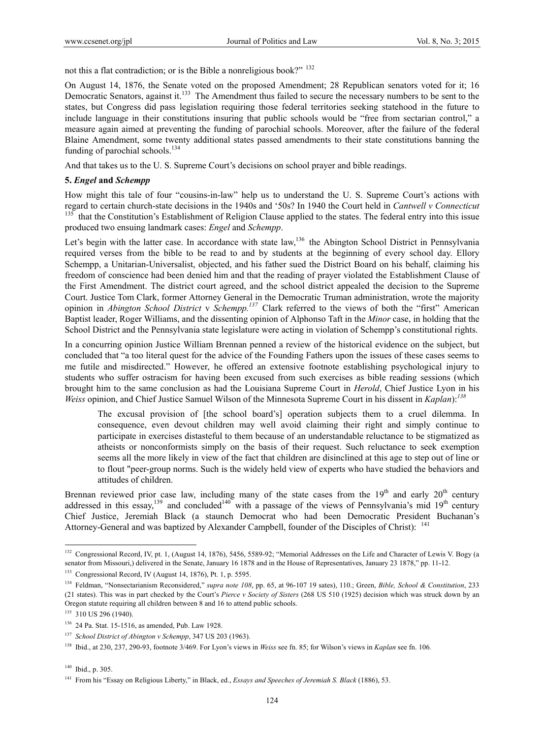not this a flat contradiction; or is the Bible a nonreligious book?" [132]

On August 14, 1876, the Senate voted on the proposed Amendment; 28 Republican senators voted for it; 16 Democratic Senators, against it.[133] The Amendment thus failed to secure the necessary numbers to be sent to the states, but Congress did pass legislation requiring those federal territories seeking statehood in the future to include language in their constitutions insuring that public schools would be "free from sectarian control," a measure again aimed at preventing the funding of parochial schools. Moreover, after the failure of the federal Blaine Amendment, some twenty additional states passed amendments to their state constitutions banning the funding of parochial schools.[134]

And that takes us to the U. S. Supreme Court's decisions on school prayer and bible readings.

## 5. *Engel* and *Schempp*

How might this tale of four "cousins-in-law" help us to understand the U. S. Supreme Court's actions with regard to certain church-state decisions in the 1940s and '50s? In 1940 the Court held in *Cantwell v Connecticut* [135] that the Constitution's Establishment of Religion Clause applied to the states. The federal entry into this issue produced two ensuing landmark cases: *Engel* and *Schempp*.

Let's begin with the latter case. In accordance with state law,[136] the Abington School District in Pennsylvania required verses from the bible to be read to and by students at the beginning of every school day. Ellory Schempp, a Unitarian-Universalist, objected, and his father sued the District Board on his behalf, claiming his freedom of conscience had been denied him and that the reading of prayer violated the Establishment Clause of the First Amendment. The district court agreed, and the school district appealed the decision to the Supreme Court. Justice Tom Clark, former Attorney General in the Democratic Truman administration, wrote the majority opinion in *Abington School District* v *Schempp.*[137] Clark referred to the views of both the "first" American Baptist leader, Roger Williams, and the dissenting opinion of Alphonso Taft in the *Minor* case, in holding that the School District and the Pennsylvania state legislature were acting in violation of Schempp's constitutional rights.

In a concurring opinion Justice William Brennan penned a review of the historical evidence on the subject, but concluded that "a too literal quest for the advice of the Founding Fathers upon the issues of these cases seems to me futile and misdirected." However, he offered an extensive footnote establishing psychological injury to students who suffer ostracism for having been excused from such exercises as bible reading sessions (which brought him to the same conclusion as had the Louisiana Supreme Court in *Herold*, Chief Justice Lyon in his *Weiss* opinion, and Chief Justice Samuel Wilson of the Minnesota Supreme Court in his dissent in *Kaplan*):[138]

> The excusal provision of [the school board's] operation subjects them to a cruel dilemma. In consequence, even devout children may well avoid claiming their right and simply continue to participate in exercises distasteful to them because of an understandable reluctance to be stigmatized as atheists or nonconformists simply on the basis of their request. Such reluctance to seek exemption seems all the more likely in view of the fact that children are disinclined at this age to step out of line or to flout "peer-group norms. Such is the widely held view of experts who have studied the behaviors and attitudes of children.

Brennan reviewed prior case law, including many of the state cases from the 19th and early 20th century addressed in this essay,[139] and concluded[140] with a passage of the views of Pennsylvania's mid 19th century Chief Justice, Jeremiah Black (a staunch Democrat who had been Democratic President Buchanan's Attorney-General and was baptized by Alexander Campbell, founder of the Disciples of Christ): [141]

---

[132] Congressional Record, IV, pt. 1, (August 14, 1876), 5456, 5589-92; "Memorial Addresses on the Life and Character of Lewis V. Bogy (a senator from Missouri,) delivered in the Senate, January 16 1878 and in the House of Representatives, January 23 1878," pp. 11-12.

[133] Congressional Record, IV (August 14, 1876), Pt. 1, p. 5595.

[134] Feldman, "Nonsectarianism Reconsidered," *supra note 108*, pp. 65, at 96-107 19 sates), 110.; Green, *Bible, School & Constitution*, 233 (21 states). This was in part checked by the Court's *Pierce v Society of Sisters* (268 US 510 (1925) decision which was struck down by an Oregon statute requiring all children between 8 and 16 to attend public schools.

[135] 310 US 296 (1940).

[136] 24 Pa. Stat. 15-1516, as amended, Pub. Law 1928.

[137] *School District of Abington v Schempp*, 347 US 203 (1963).

[138] Ibid., at 230, 237, 290-93, footnote 3/469. For Lyon's views in *Weiss* see fn. 85; for Wilson's views in *Kaplan* see fn. 106.

[140] Ibid., p. 305.

[141] From his "Essay on Religious Liberty," in Black, ed., *Essays and Speeches of Jeremiah S. Black* (1886), 53.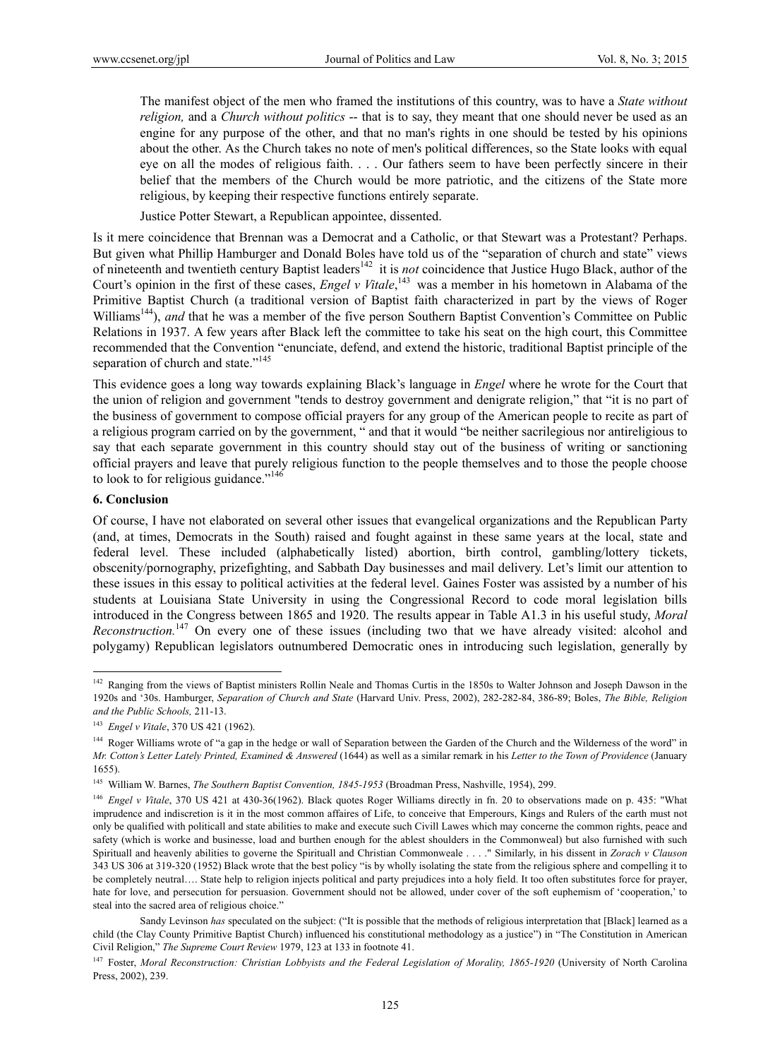> The manifest object of the men who framed the institutions of this country, was to have a *State without religion,* and a *Church without politics* -- that is to say, they meant that one should never be used as an engine for any purpose of the other, and that no man's rights in one should be tested by his opinions about the other. As the Church takes no note of men's political differences, so the State looks with equal eye on all the modes of religious faith. . . . Our fathers seem to have been perfectly sincere in their belief that the members of the Church would be more patriotic, and the citizens of the State more religious, by keeping their respective functions entirely separate.
>
> Justice Potter Stewart, a Republican appointee, dissented.

Is it mere coincidence that Brennan was a Democrat and a Catholic, or that Stewart was a Protestant? Perhaps. But given what Phillip Hamburger and Donald Boles have told us of the "separation of church and state" views of nineteenth and twentieth century Baptist leaders[142] it is *not* coincidence that Justice Hugo Black, author of the Court's opinion in the first of these cases, *Engel v Vitale*,[143] was a member in his hometown in Alabama of the Primitive Baptist Church (a traditional version of Baptist faith characterized in part by the views of Roger Williams[144]), *and* that he was a member of the five person Southern Baptist Convention's Committee on Public Relations in 1937. A few years after Black left the committee to take his seat on the high court, this Committee recommended that the Convention "enunciate, defend, and extend the historic, traditional Baptist principle of the separation of church and state."[145]

This evidence goes a long way towards explaining Black's language in *Engel* where he wrote for the Court that the union of religion and government "tends to destroy government and denigrate religion," that "it is no part of the business of government to compose official prayers for any group of the American people to recite as part of a religious program carried on by the government, " and that it would "be neither sacrilegious nor antireligious to say that each separate government in this country should stay out of the business of writing or sanctioning official prayers and leave that purely religious function to the people themselves and to those the people choose to look to for religious guidance."[146]

## 6. Conclusion

Of course, I have not elaborated on several other issues that evangelical organizations and the Republican Party (and, at times, Democrats in the South) raised and fought against in these same years at the local, state and federal level. These included (alphabetically listed) abortion, birth control, gambling/lottery tickets, obscenity/pornography, prizefighting, and Sabbath Day businesses and mail delivery. Let's limit our attention to these issues in this essay to political activities at the federal level. Gaines Foster was assisted by a number of his students at Louisiana State University in using the Congressional Record to code moral legislation bills introduced in the Congress between 1865 and 1920. The results appear in Table A1.3 in his useful study, *Moral Reconstruction.*[147] On every one of these issues (including two that we have already visited: alcohol and polygamy) Republican legislators outnumbered Democratic ones in introducing such legislation, generally by

---

[142] Ranging from the views of Baptist ministers Rollin Neale and Thomas Curtis in the 1850s to Walter Johnson and Joseph Dawson in the 1920s and '30s. Hamburger, *Separation of Church and State* (Harvard Univ. Press, 2002), 282-282-84, 386-89; Boles, *The Bible, Religion and the Public Schools,* 211-13.

[143] *Engel v Vitale*, 370 US 421 (1962).

[144] Roger Williams wrote of "a gap in the hedge or wall of Separation between the Garden of the Church and the Wilderness of the word" in *Mr. Cotton's Letter Lately Printed, Examined & Answered* (1644) as well as a similar remark in his *Letter to the Town of Providence* (January 1655).

[145] William W. Barnes, *The Southern Baptist Convention, 1845-1953* (Broadman Press, Nashville, 1954), 299.

[146] *Engel v Vitale*, 370 US 421 at 430-36(1962). Black quotes Roger Williams directly in fn. 20 to observations made on p. 435: "What imprudence and indiscretion is it in the most common affaires of Life, to conceive that Emperours, Kings and Rulers of the earth must not only be qualified with politicall and state abilities to make and execute such Civill Lawes which may concerne the common rights, peace and safety (which is worke and businesse, load and burthen enough for the ablest shoulders in the Commonweal) but also furnished with such Spirituall and heavenly abilities to governe the Spirituall and Christian Commonweale . . . ." Similarly, in his dissent in *Zorach v Clauson* 343 US 306 at 319-320 (1952) Black wrote that the best policy "is by wholly isolating the state from the religious sphere and compelling it to be completely neutral…. State help to religion injects political and party prejudices into a holy field. It too often substitutes force for prayer, hate for love, and persecution for persuasion. Government should not be allowed, under cover of the soft euphemism of 'cooperation,' to steal into the sacred area of religious choice."

Sandy Levinson *has* speculated on the subject: ("It is possible that the methods of religious interpretation that [Black] learned as a child (the Clay County Primitive Baptist Church) influenced his constitutional methodology as a justice") in "The Constitution in American Civil Religion," *The Supreme Court Review* 1979, 123 at 133 in footnote 41.

[147] Foster, *Moral Reconstruction: Christian Lobbyists and the Federal Legislation of Morality, 1865-1920* (University of North Carolina Press, 2002), 239.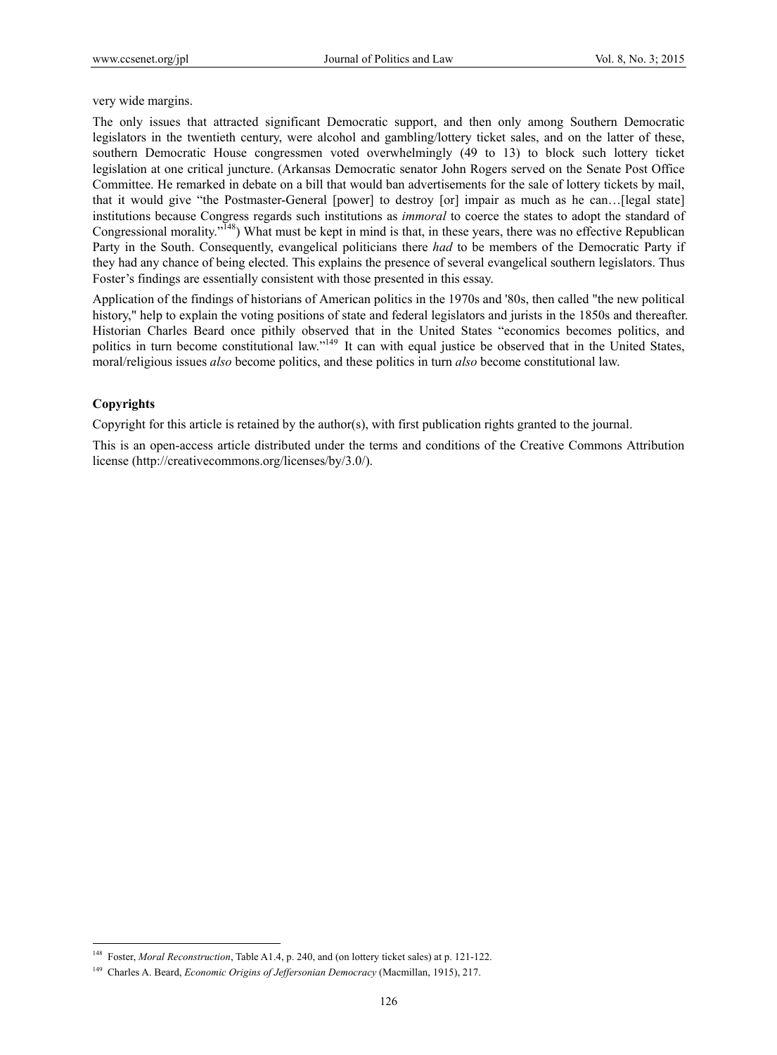very wide margins.

The only issues that attracted significant Democratic support, and then only among Southern Democratic legislators in the twentieth century, were alcohol and gambling/lottery ticket sales, and on the latter of these, southern Democratic House congressmen voted overwhelmingly (49 to 13) to block such lottery ticket legislation at one critical juncture. (Arkansas Democratic senator John Rogers served on the Senate Post Office Committee. He remarked in debate on a bill that would ban advertisements for the sale of lottery tickets by mail, that it would give "the Postmaster-General [power] to destroy [or] impair as much as he can…[legal state] institutions because Congress regards such institutions as *immoral* to coerce the states to adopt the standard of Congressional morality."[148]) What must be kept in mind is that, in these years, there was no effective Republican Party in the South. Consequently, evangelical politicians there *had* to be members of the Democratic Party if they had any chance of being elected. This explains the presence of several evangelical southern legislators. Thus Foster's findings are essentially consistent with those presented in this essay.

Application of the findings of historians of American politics in the 1970s and '80s, then called "the new political history," help to explain the voting positions of state and federal legislators and jurists in the 1850s and thereafter. Historian Charles Beard once pithily observed that in the United States "economics becomes politics, and politics in turn become constitutional law."[149] It can with equal justice be observed that in the United States, moral/religious issues *also* become politics, and these politics in turn *also* become constitutional law.

**Copyrights**

Copyright for this article is retained by the author(s), with first publication rights granted to the journal.

This is an open-access article distributed under the terms and conditions of the Creative Commons Attribution license (http://creativecommons.org/licenses/by/3.0/).

---

[148] Foster, *Moral Reconstruction*, Table A1.4, p. 240, and (on lottery ticket sales) at p. 121-122.

[149] Charles A. Beard, *Economic Origins of Jeffersonian Democracy* (Macmillan, 1915), 217.